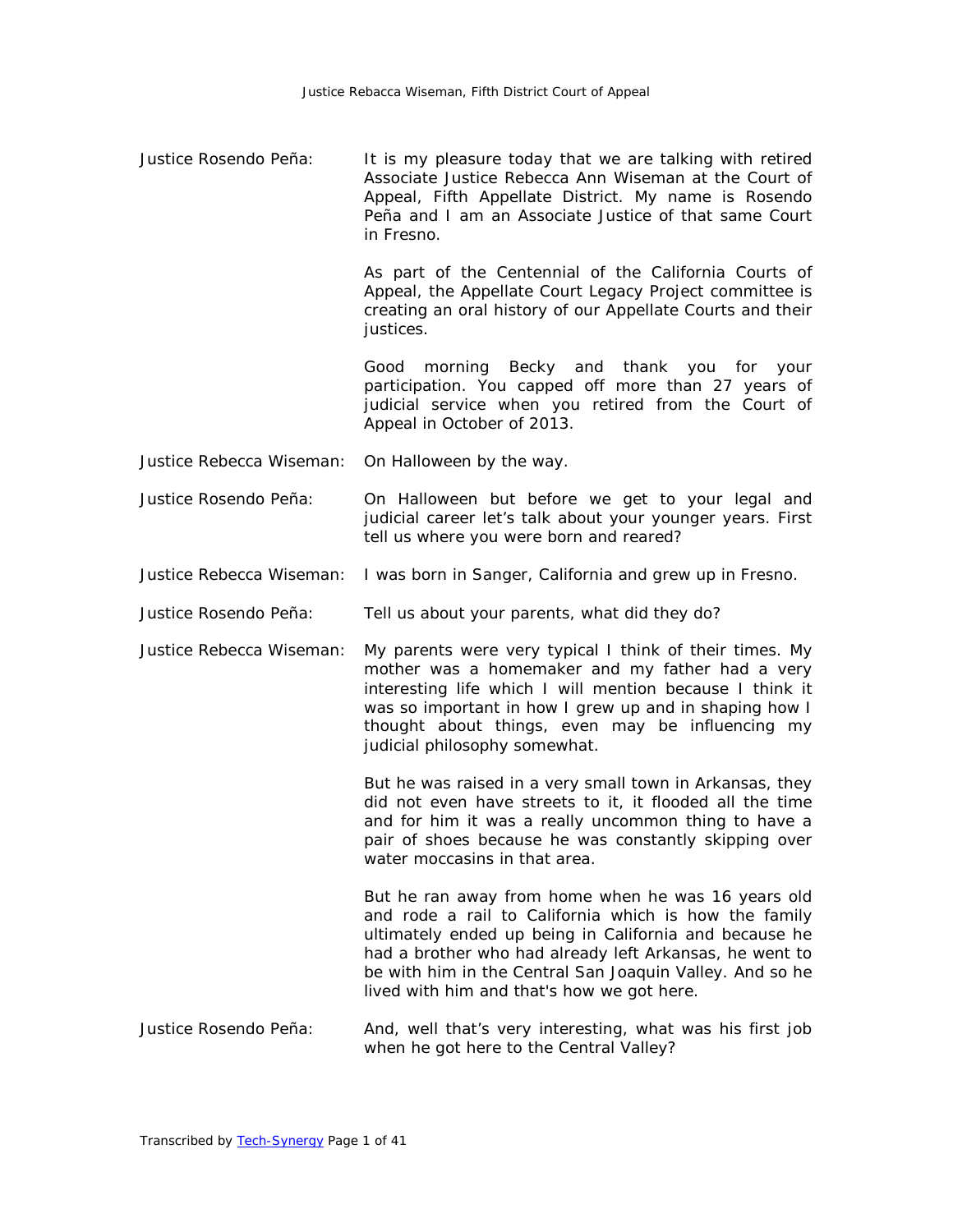Justice Rosendo Peña: It is my pleasure today that we are talking with retired Associate Justice Rebecca Ann Wiseman at the Court of Appeal, Fifth Appellate District. My name is Rosendo Peña and I am an Associate Justice of that same Court in Fresno.

As part of the Centennial of the California Courts of Appeal, the Appellate Court Legacy Project committee is creating an oral history of our Appellate Courts and their justices.

Good morning Becky and thank you for your participation. You capped off more than 27 years of judicial service when you retired from the Court of Appeal in October of 2013.

Justice Rebecca Wiseman: On Halloween by the way.

Justice Rosendo Peña: On Halloween but before we get to your legal and judicial career let's talk about your younger years. First tell us where you were born and reared?

Justice Rebecca Wiseman: I was born in Sanger, California and grew up in Fresno.

Justice Rosendo Peña: Tell us about your parents, what did they do?

Justice Rebecca Wiseman: My parents were very typical I think of their times. My mother was a homemaker and my father had a very interesting life which I will mention because I think it was so important in how I grew up and in shaping how I thought about things, even may be influencing my judicial philosophy somewhat.

But he was raised in a very small town in Arkansas, they did not even have streets to it, it flooded all the time and for him it was a really uncommon thing to have a pair of shoes because he was constantly skipping over water moccasins in that area.

But he ran away from home when he was 16 years old and rode a rail to California which is how the family ultimately ended up being in California and because he had a brother who had already left Arkansas, he went to be with him in the Central San Joaquin Valley. And so he lived with him and that's how we got here.

Justice Rosendo Peña: And, well that's very interesting, what was his first job when he got here to the Central Valley?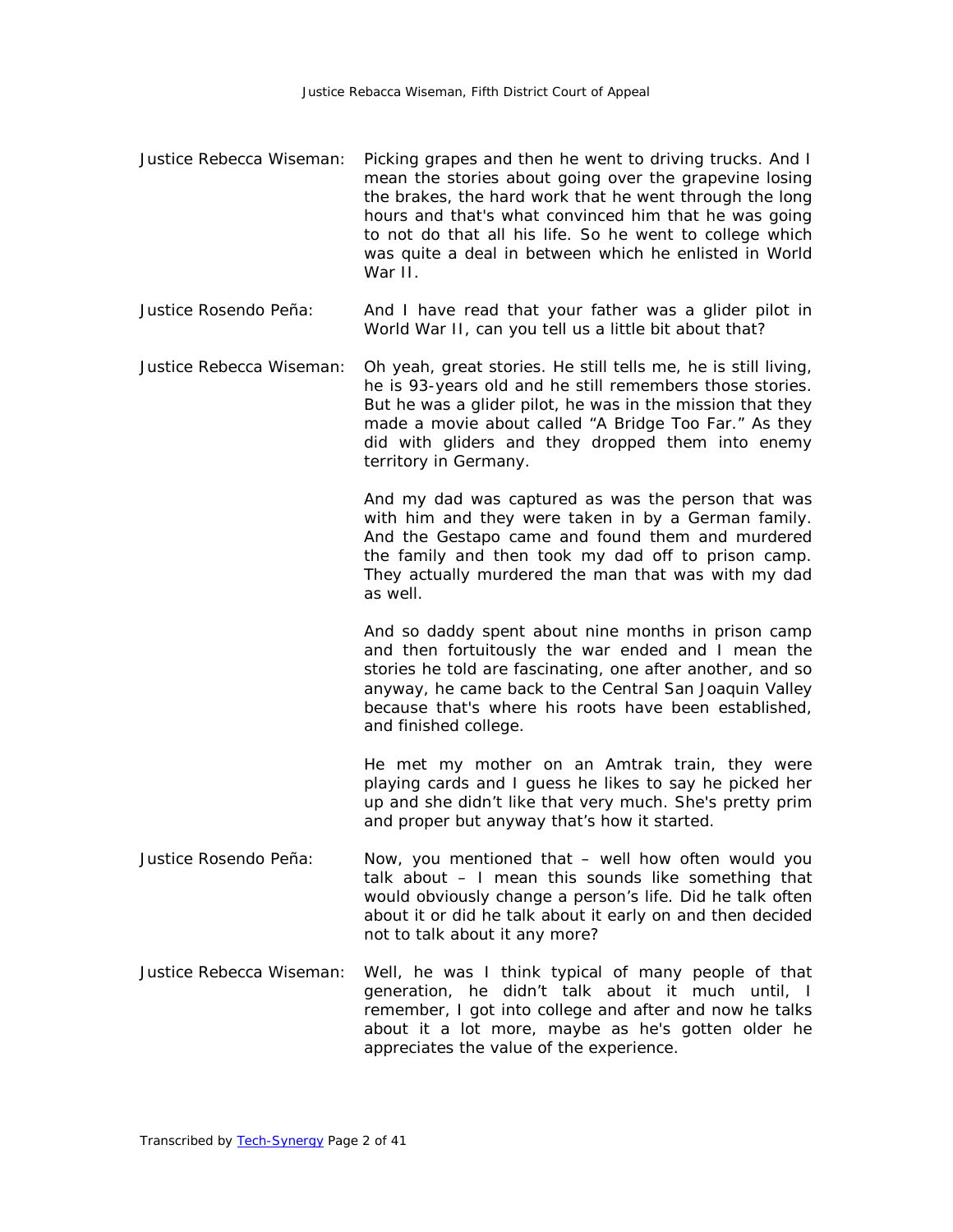**Justice Rebecca Wiseman:** Picking grapes and then he went to driving trucks. And I mean the stories about going over the grapevine losing the brakes, the hard work that he went through the long hours and that's what convinced him that he was going to not do that all his life. So he went to college which was quite a deal in between which he enlisted in World War II.

**Justice Rosendo Peña:** And I have read that your father was a glider pilot in World War II, can you tell us a little bit about that?

**Justice Rebecca Wiseman:** Oh yeah, great stories. He still tells me, he is still living, he is 93-years old and he still remembers those stories. But he was a glider pilot, he was in the mission that they made a movie about called "A Bridge Too Far." As they did with gliders and they dropped them into enemy territory in Germany.

And my dad was captured as was the person that was with him and they were taken in by a German family. And the Gestapo came and found them and murdered the family and then took my dad off to prison camp. They actually murdered the man that was with my dad as well.

And so daddy spent about nine months in prison camp and then fortuitously the war ended and I mean the stories he told are fascinating, one after another, and so anyway, he came back to the Central San Joaquin Valley because that's where his roots have been established, and finished college.

He met my mother on an Amtrak train, they were playing cards and I guess he likes to say he picked her up and she didn't like that very much. She's pretty prim and proper but anyway that's how it started.

**Justice Rosendo Peña:** Now, you mentioned that – well how often would you talk about – I mean this sounds like something that would obviously change a person's life. Did he talk often about it or did he talk about it early on and then decided not to talk about it any more?

**Justice Rebecca Wiseman:** Well, he was I think typical of many people of that generation, he didn't talk about it much until, I remember, I got into college and after and now he talks about it a lot more, maybe as he's gotten older he appreciates the value of the experience.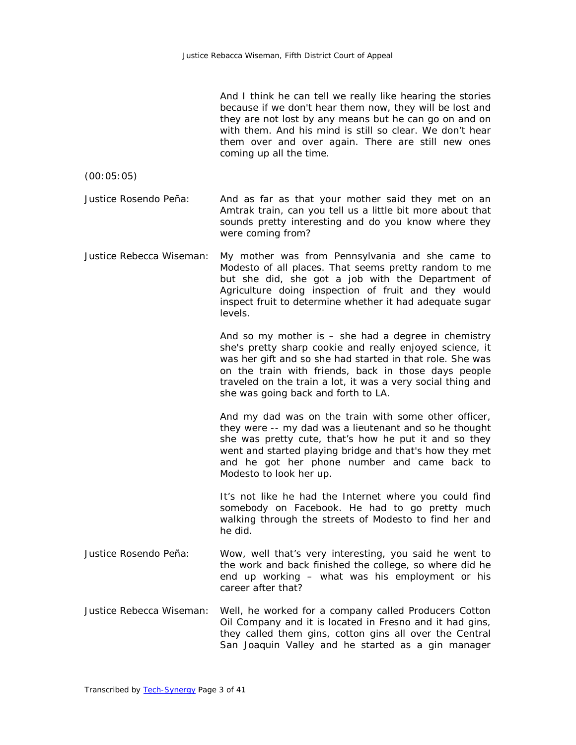And I think he can tell we really like hearing the stories because if we don't hear them now, they will be lost and they are not lost by any means but he can go on and on with them. And his mind is still so clear. We don't hear them over and over again. There are still new ones coming up all the time.

(00:05:05)

Justice Rosendo Peña: And as far as that your mother said they met on an Amtrak train, can you tell us a little bit more about that sounds pretty interesting and do you know where they were coming from?

Justice Rebecca Wiseman: My mother was from Pennsylvania and she came to Modesto of all places. That seems pretty random to me but she did, she got a job with the Department of Agriculture doing inspection of fruit and they would inspect fruit to determine whether it had adequate sugar levels.

And so my mother is – she had a degree in chemistry she's pretty sharp cookie and really enjoyed science, it was her gift and so she had started in that role. She was on the train with friends, back in those days people traveled on the train a lot, it was a very social thing and she was going back and forth to LA.

And my dad was on the train with some other officer, they were -- my dad was a lieutenant and so he thought she was pretty cute, that's how he put it and so they went and started playing bridge and that's how they met and he got her phone number and came back to Modesto to look her up.

It's not like he had the Internet where you could find somebody on Facebook. He had to go pretty much walking through the streets of Modesto to find her and he did.

Justice Rosendo Peña: Wow, well that's very interesting, you said he went to the work and back finished the college, so where did he end up working – what was his employment or his career after that?

Justice Rebecca Wiseman: Well, he worked for a company called Producers Cotton Oil Company and it is located in Fresno and it had gins, they called them gins, cotton gins all over the Central San Joaquin Valley and he started as a gin manager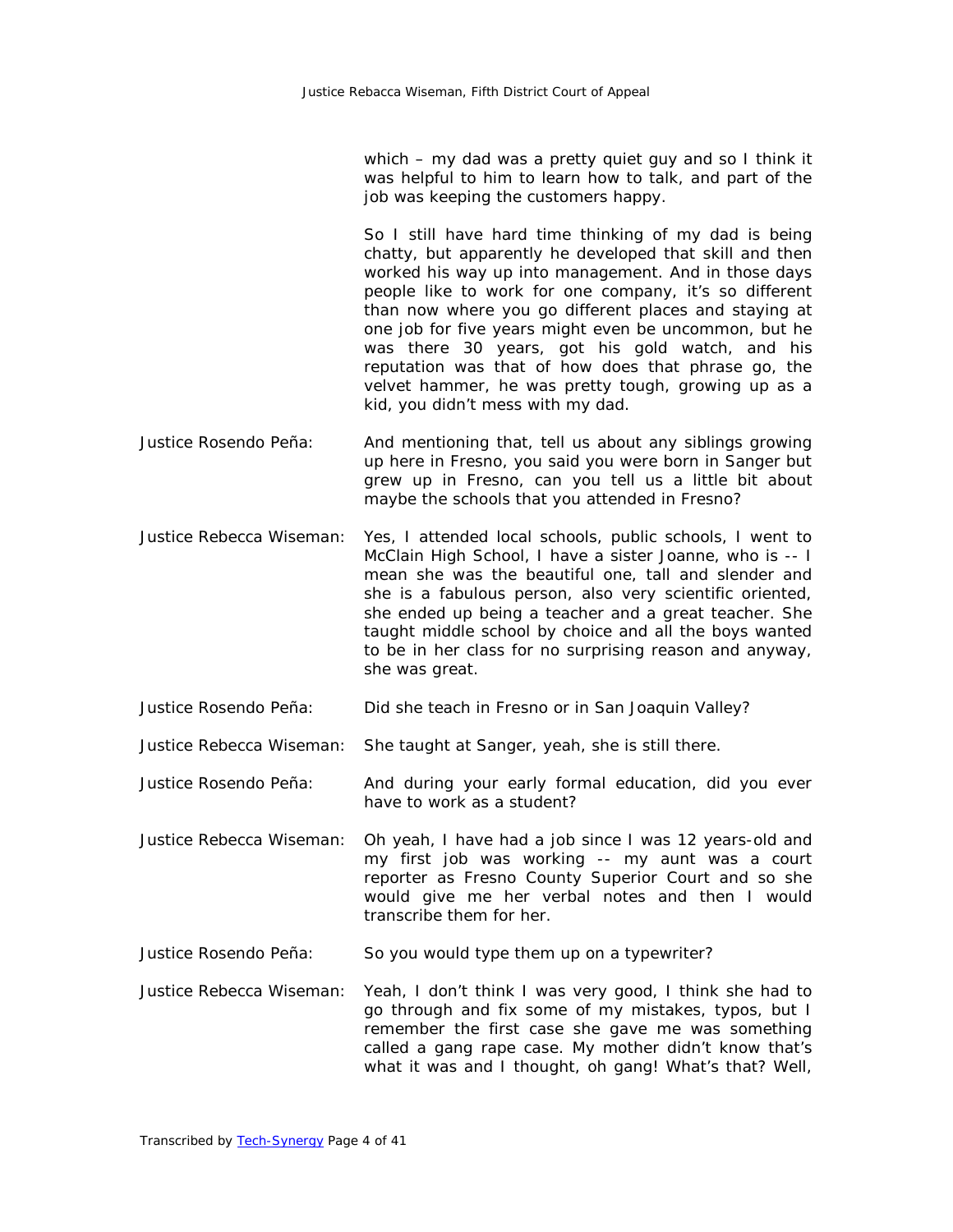which – my dad was a pretty quiet guy and so I think it was helpful to him to learn how to talk, and part of the job was keeping the customers happy.

So I still have hard time thinking of my dad is being chatty, but apparently he developed that skill and then worked his way up into management. And in those days people like to work for one company, it's so different than now where you go different places and staying at one job for five years might even be uncommon, but he was there 30 years, got his gold watch, and his reputation was that of how does that phrase go, the velvet hammer, he was pretty tough, growing up as a kid, you didn't mess with my dad.

Justice Rosendo Peña: And mentioning that, tell us about any siblings growing up here in Fresno, you said you were born in Sanger but grew up in Fresno, can you tell us a little bit about maybe the schools that you attended in Fresno?

Justice Rebecca Wiseman: Yes, I attended local schools, public schools, I went to McClain High School, I have a sister Joanne, who is -- I mean she was the beautiful one, tall and slender and she is a fabulous person, also very scientific oriented, she ended up being a teacher and a great teacher. She taught middle school by choice and all the boys wanted to be in her class for no surprising reason and anyway, she was great.

Justice Rosendo Peña: Did she teach in Fresno or in San Joaquin Valley?

Justice Rebecca Wiseman: She taught at Sanger, yeah, she is still there.

Justice Rosendo Peña: And during your early formal education, did you ever have to work as a student?

Justice Rebecca Wiseman: Oh yeah, I have had a job since I was 12 years-old and my first job was working -- my aunt was a court reporter as Fresno County Superior Court and so she would give me her verbal notes and then I would transcribe them for her.

Justice Rosendo Peña: So you would type them up on a typewriter?

Justice Rebecca Wiseman: Yeah, I don't think I was very good, I think she had to go through and fix some of my mistakes, typos, but I remember the first case she gave me was something called a gang rape case. My mother didn't know that's what it was and I thought, oh gang! What's that? Well,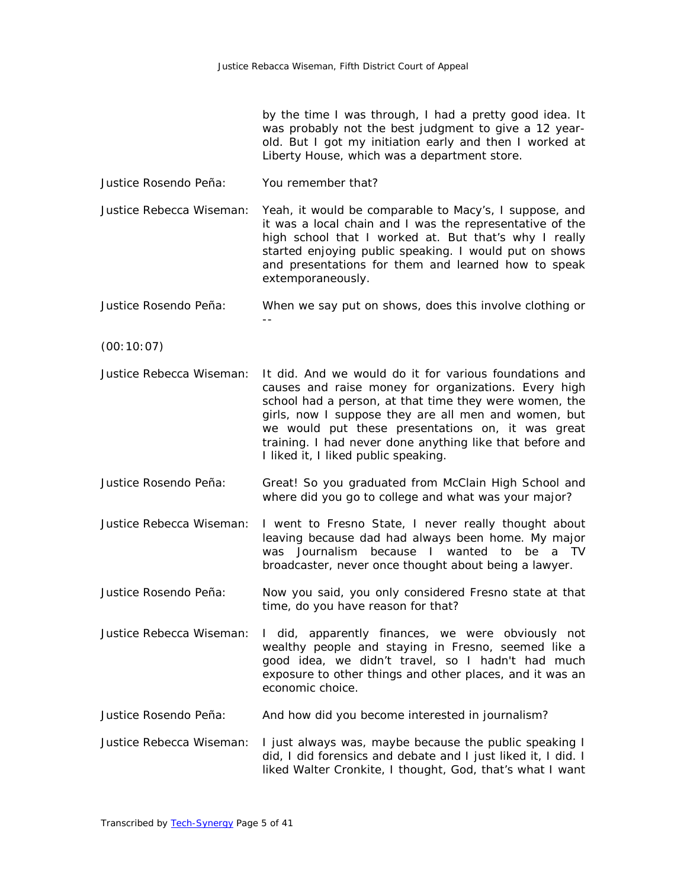by the time I was through, I had a pretty good idea. It was probably not the best judgment to give a 12 year-old. But I got my initiation early and then I worked at Liberty House, which was a department store.

Justice Rosendo Peña: You remember that?

Justice Rebecca Wiseman: Yeah, it would be comparable to Macy's, I suppose, and it was a local chain and I was the representative of the high school that I worked at. But that's why I really started enjoying public speaking. I would put on shows and presentations for them and learned how to speak extemporaneously.

Justice Rosendo Peña: When we say put on shows, does this involve clothing or --

(00:10:07)

Justice Rebecca Wiseman: It did. And we would do it for various foundations and causes and raise money for organizations. Every high school had a person, at that time they were women, the girls, now I suppose they are all men and women, but we would put these presentations on, it was great training. I had never done anything like that before and I liked it, I liked public speaking.

Justice Rosendo Peña: Great! So you graduated from McClain High School and where did you go to college and what was your major?

Justice Rebecca Wiseman: I went to Fresno State, I never really thought about leaving because dad had always been home. My major was Journalism because I wanted to be a TV broadcaster, never once thought about being a lawyer.

Justice Rosendo Peña: Now you said, you only considered Fresno state at that time, do you have reason for that?

Justice Rebecca Wiseman: I did, apparently finances, we were obviously not wealthy people and staying in Fresno, seemed like a good idea, we didn't travel, so I hadn't had much exposure to other things and other places, and it was an economic choice.

Justice Rosendo Peña: And how did you become interested in journalism?

Justice Rebecca Wiseman: I just always was, maybe because the public speaking I did, I did forensics and debate and I just liked it, I did. I liked Walter Cronkite, I thought, God, that's what I want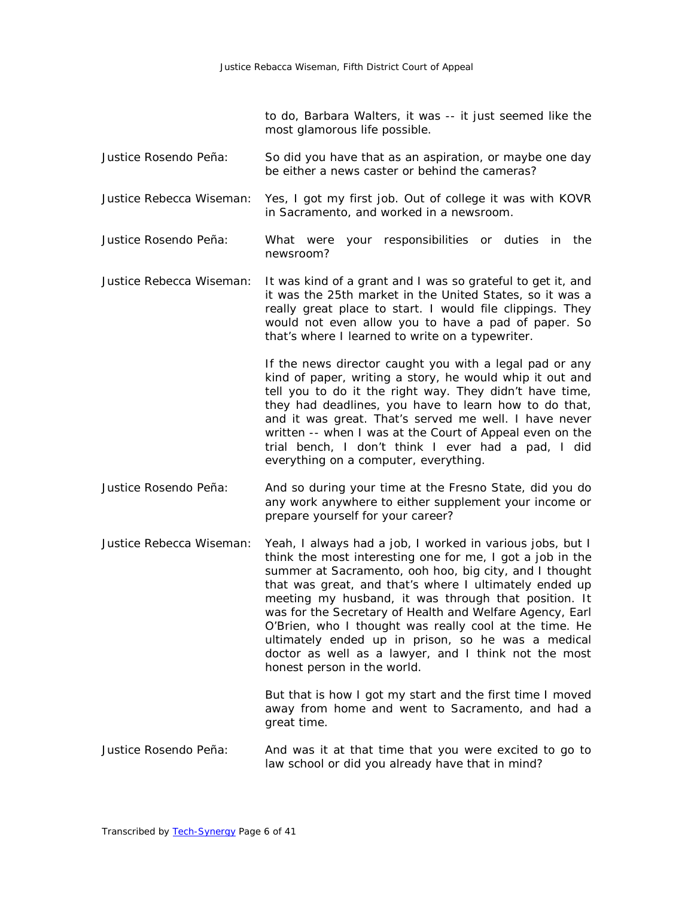to do, Barbara Walters, it was -- it just seemed like the most glamorous life possible.

Justice Rosendo Peña: So did you have that as an aspiration, or maybe one day be either a news caster or behind the cameras?

Justice Rebecca Wiseman: Yes, I got my first job. Out of college it was with KOVR in Sacramento, and worked in a newsroom.

Justice Rosendo Peña: What were your responsibilities or duties in the newsroom?

Justice Rebecca Wiseman: It was kind of a grant and I was so grateful to get it, and it was the 25th market in the United States, so it was a really great place to start. I would file clippings. They would not even allow you to have a pad of paper. So that's where I learned to write on a typewriter.

If the news director caught you with a legal pad or any kind of paper, writing a story, he would whip it out and tell you to do it the right way. They didn't have time, they had deadlines, you have to learn how to do that, and it was great. That's served me well. I have never written -- when I was at the Court of Appeal even on the trial bench, I don't think I ever had a pad, I did everything on a computer, everything.

Justice Rosendo Peña: And so during your time at the Fresno State, did you do any work anywhere to either supplement your income or prepare yourself for your career?

Justice Rebecca Wiseman: Yeah, I always had a job, I worked in various jobs, but I think the most interesting one for me, I got a job in the summer at Sacramento, ooh hoo, big city, and I thought that was great, and that's where I ultimately ended up meeting my husband, it was through that position. It was for the Secretary of Health and Welfare Agency, Earl O'Brien, who I thought was really cool at the time. He ultimately ended up in prison, so he was a medical doctor as well as a lawyer, and I think not the most honest person in the world.

But that is how I got my start and the first time I moved away from home and went to Sacramento, and had a great time.

Justice Rosendo Peña: And was it at that time that you were excited to go to law school or did you already have that in mind?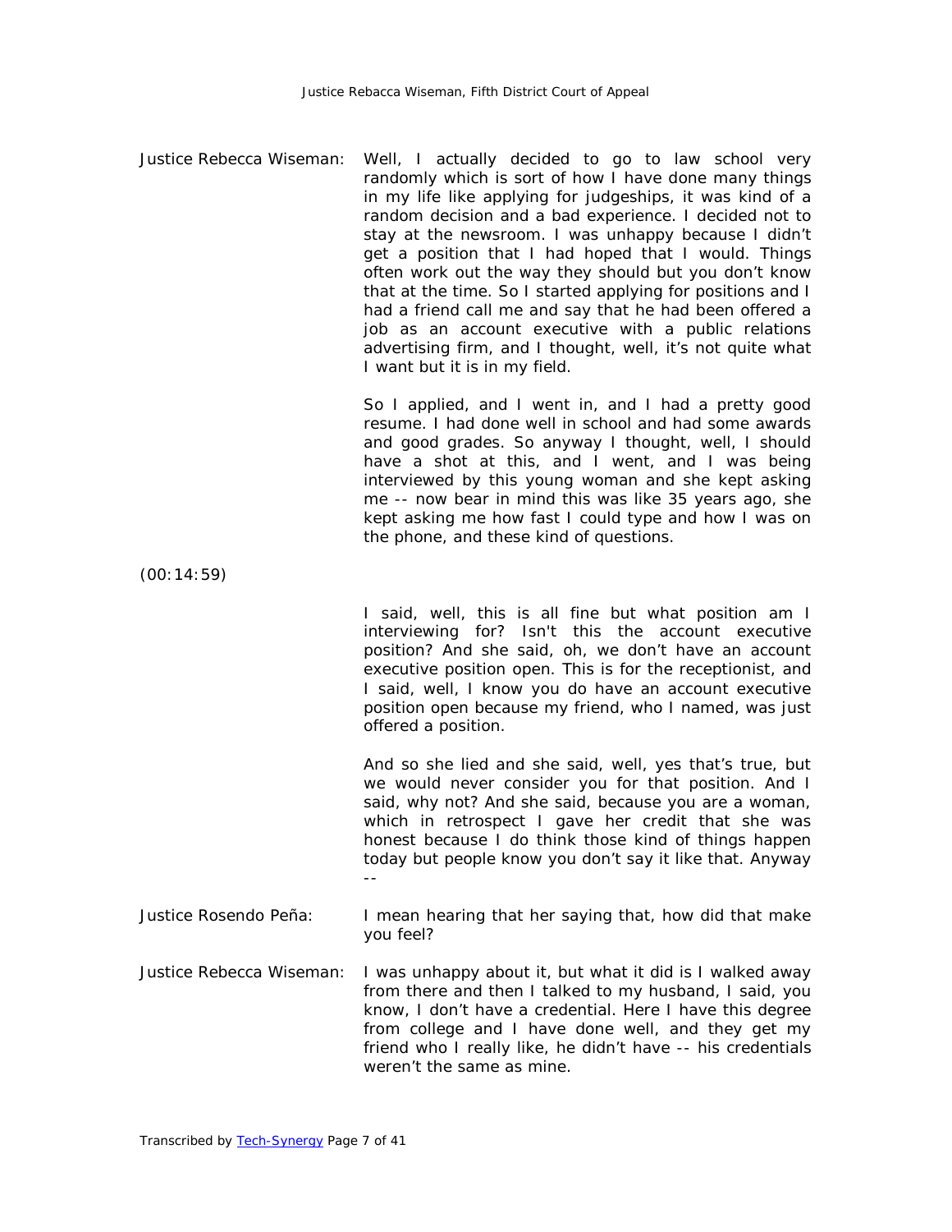**Justice Rebecca Wiseman:** Well, I actually decided to go to law school very randomly which is sort of how I have done many things in my life like applying for judgeships, it was kind of a random decision and a bad experience. I decided not to stay at the newsroom. I was unhappy because I didn't get a position that I had hoped that I would. Things often work out the way they should but you don't know that at the time. So I started applying for positions and I had a friend call me and say that he had been offered a job as an account executive with a public relations advertising firm, and I thought, well, it's not quite what I want but it is in my field.

So I applied, and I went in, and I had a pretty good resume. I had done well in school and had some awards and good grades. So anyway I thought, well, I should have a shot at this, and I went, and I was being interviewed by this young woman and she kept asking me -- now bear in mind this was like 35 years ago, she kept asking me how fast I could type and how I was on the phone, and these kind of questions.

(00:14:59)

I said, well, this is all fine but what position am I interviewing for? Isn't this the account executive position? And she said, oh, we don't have an account executive position open. This is for the receptionist, and I said, well, I know you do have an account executive position open because my friend, who I named, was just offered a position.

And so she lied and she said, well, yes that's true, but we would never consider you for that position. And I said, why not? And she said, because you are a woman, which in retrospect I gave her credit that she was honest because I do think those kind of things happen today but people know you don't say it like that. Anyway --

**Justice Rosendo Peña:** I mean hearing that her saying that, how did that make you feel?

**Justice Rebecca Wiseman:** I was unhappy about it, but what it did is I walked away from there and then I talked to my husband, I said, you know, I don't have a credential. Here I have this degree from college and I have done well, and they get my friend who I really like, he didn't have -- his credentials weren't the same as mine.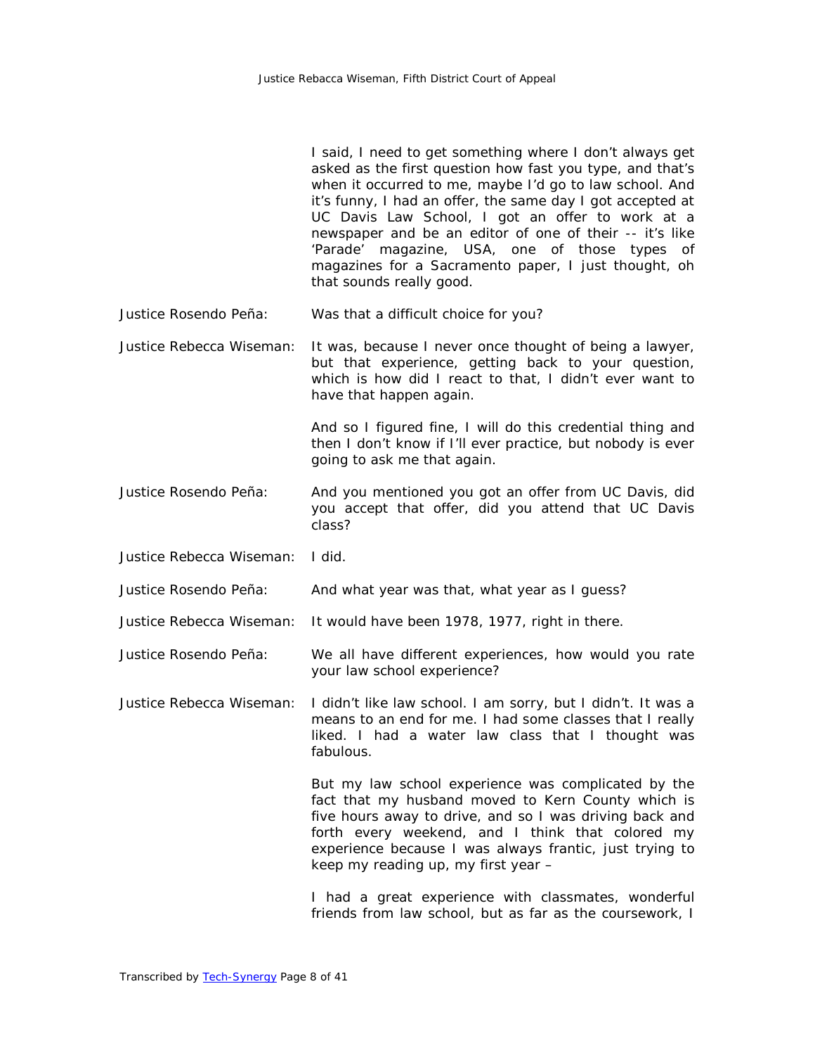I said, I need to get something where I don't always get asked as the first question how fast you type, and that's when it occurred to me, maybe I'd go to law school. And it's funny, I had an offer, the same day I got accepted at UC Davis Law School, I got an offer to work at a newspaper and be an editor of one of their -- it's like 'Parade' magazine, USA, one of those types of magazines for a Sacramento paper, I just thought, oh that sounds really good.

Justice Rosendo Peña: Was that a difficult choice for you?

Justice Rebecca Wiseman: It was, because I never once thought of being a lawyer, but that experience, getting back to your question, which is how did I react to that, I didn't ever want to have that happen again.

And so I figured fine, I will do this credential thing and then I don't know if I'll ever practice, but nobody is ever going to ask me that again.

Justice Rosendo Peña: And you mentioned you got an offer from UC Davis, did you accept that offer, did you attend that UC Davis class?

Justice Rebecca Wiseman: I did.

Justice Rosendo Peña: And what year was that, what year as I guess?

Justice Rebecca Wiseman: It would have been 1978, 1977, right in there.

Justice Rosendo Peña: We all have different experiences, how would you rate your law school experience?

Justice Rebecca Wiseman: I didn't like law school. I am sorry, but I didn't. It was a means to an end for me. I had some classes that I really liked. I had a water law class that I thought was fabulous.

But my law school experience was complicated by the fact that my husband moved to Kern County which is five hours away to drive, and so I was driving back and forth every weekend, and I think that colored my experience because I was always frantic, just trying to keep my reading up, my first year –

I had a great experience with classmates, wonderful friends from law school, but as far as the coursework, I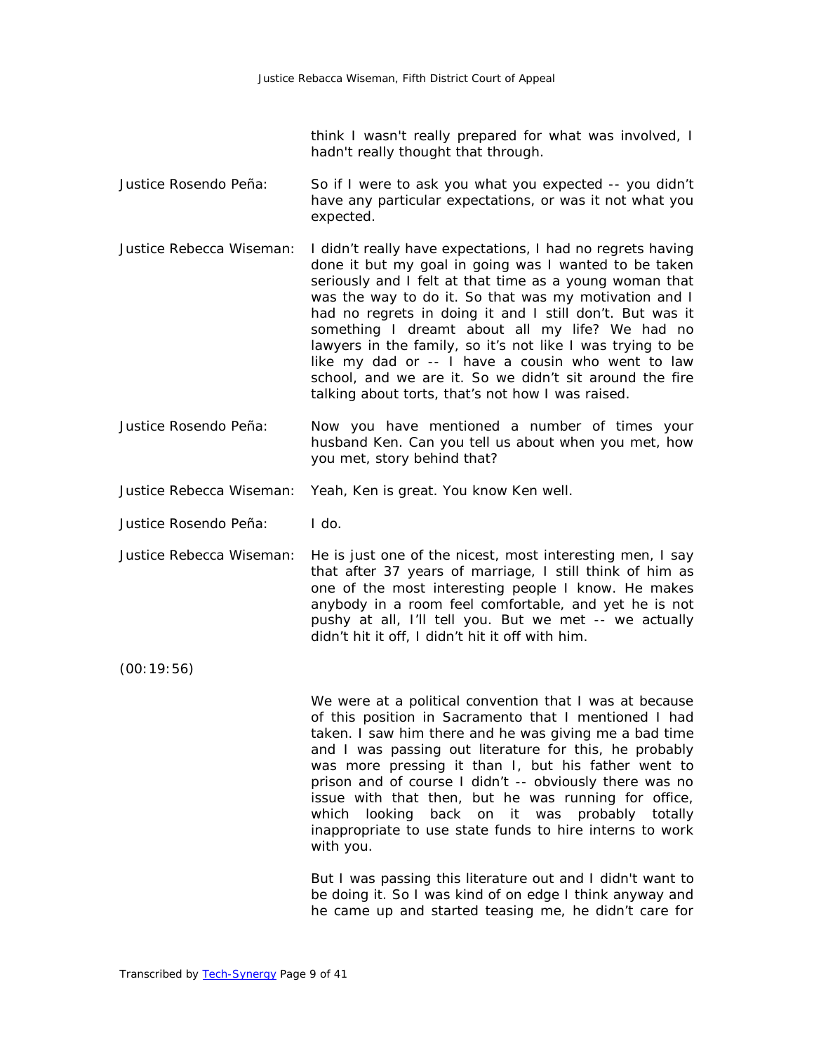think I wasn't really prepared for what was involved, I hadn't really thought that through.

Justice Rosendo Peña: So if I were to ask you what you expected -- you didn't have any particular expectations, or was it not what you expected.

Justice Rebecca Wiseman: I didn't really have expectations, I had no regrets having done it but my goal in going was I wanted to be taken seriously and I felt at that time as a young woman that was the way to do it. So that was my motivation and I had no regrets in doing it and I still don't. But was it something I dreamt about all my life? We had no lawyers in the family, so it's not like I was trying to be like my dad or -- I have a cousin who went to law school, and we are it. So we didn't sit around the fire talking about torts, that's not how I was raised.

Justice Rosendo Peña: Now you have mentioned a number of times your husband Ken. Can you tell us about when you met, how you met, story behind that?

Justice Rebecca Wiseman: Yeah, Ken is great. You know Ken well.

Justice Rosendo Peña: I do.

Justice Rebecca Wiseman: He is just one of the nicest, most interesting men, I say that after 37 years of marriage, I still think of him as one of the most interesting people I know. He makes anybody in a room feel comfortable, and yet he is not pushy at all, I'll tell you. But we met -- we actually didn't hit it off, I didn't hit it off with him.

(00:19:56)

We were at a political convention that I was at because of this position in Sacramento that I mentioned I had taken. I saw him there and he was giving me a bad time and I was passing out literature for this, he probably was more pressing it than I, but his father went to prison and of course I didn't -- obviously there was no issue with that then, but he was running for office, which looking back on it was probably totally inappropriate to use state funds to hire interns to work with you.

But I was passing this literature out and I didn't want to be doing it. So I was kind of on edge I think anyway and he came up and started teasing me, he didn't care for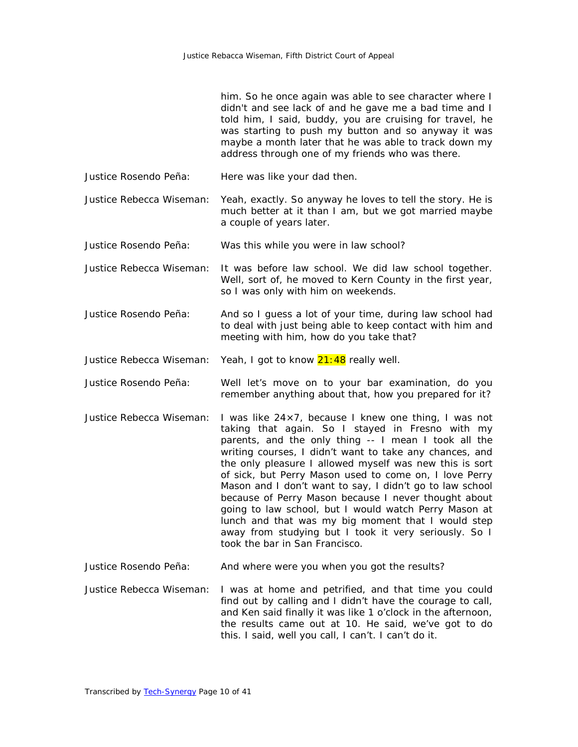him. So he once again was able to see character where I didn't and see lack of and he gave me a bad time and I told him, I said, buddy, you are cruising for travel, he was starting to push my button and so anyway it was maybe a month later that he was able to track down my address through one of my friends who was there.

Justice Rosendo Peña: Here was like your dad then.

Justice Rebecca Wiseman: Yeah, exactly. So anyway he loves to tell the story. He is much better at it than I am, but we got married maybe a couple of years later.

Justice Rosendo Peña: Was this while you were in law school?

Justice Rebecca Wiseman: It was before law school. We did law school together. Well, sort of, he moved to Kern County in the first year, so I was only with him on weekends.

Justice Rosendo Peña: And so I guess a lot of your time, during law school had to deal with just being able to keep contact with him and meeting with him, how do you take that?

Justice Rebecca Wiseman: Yeah, I got to know 21:48 really well.

Justice Rosendo Peña: Well let's move on to your bar examination, do you remember anything about that, how you prepared for it?

Justice Rebecca Wiseman: I was like 24×7, because I knew one thing, I was not taking that again. So I stayed in Fresno with my parents, and the only thing -- I mean I took all the writing courses, I didn't want to take any chances, and the only pleasure I allowed myself was new this is sort of sick, but Perry Mason used to come on, I love Perry Mason and I don't want to say, I didn't go to law school because of Perry Mason because I never thought about going to law school, but I would watch Perry Mason at lunch and that was my big moment that I would step away from studying but I took it very seriously. So I took the bar in San Francisco.

Justice Rosendo Peña: And where were you when you got the results?

Justice Rebecca Wiseman: I was at home and petrified, and that time you could find out by calling and I didn't have the courage to call, and Ken said finally it was like 1 o'clock in the afternoon, the results came out at 10. He said, we've got to do this. I said, well you call, I can't. I can't do it.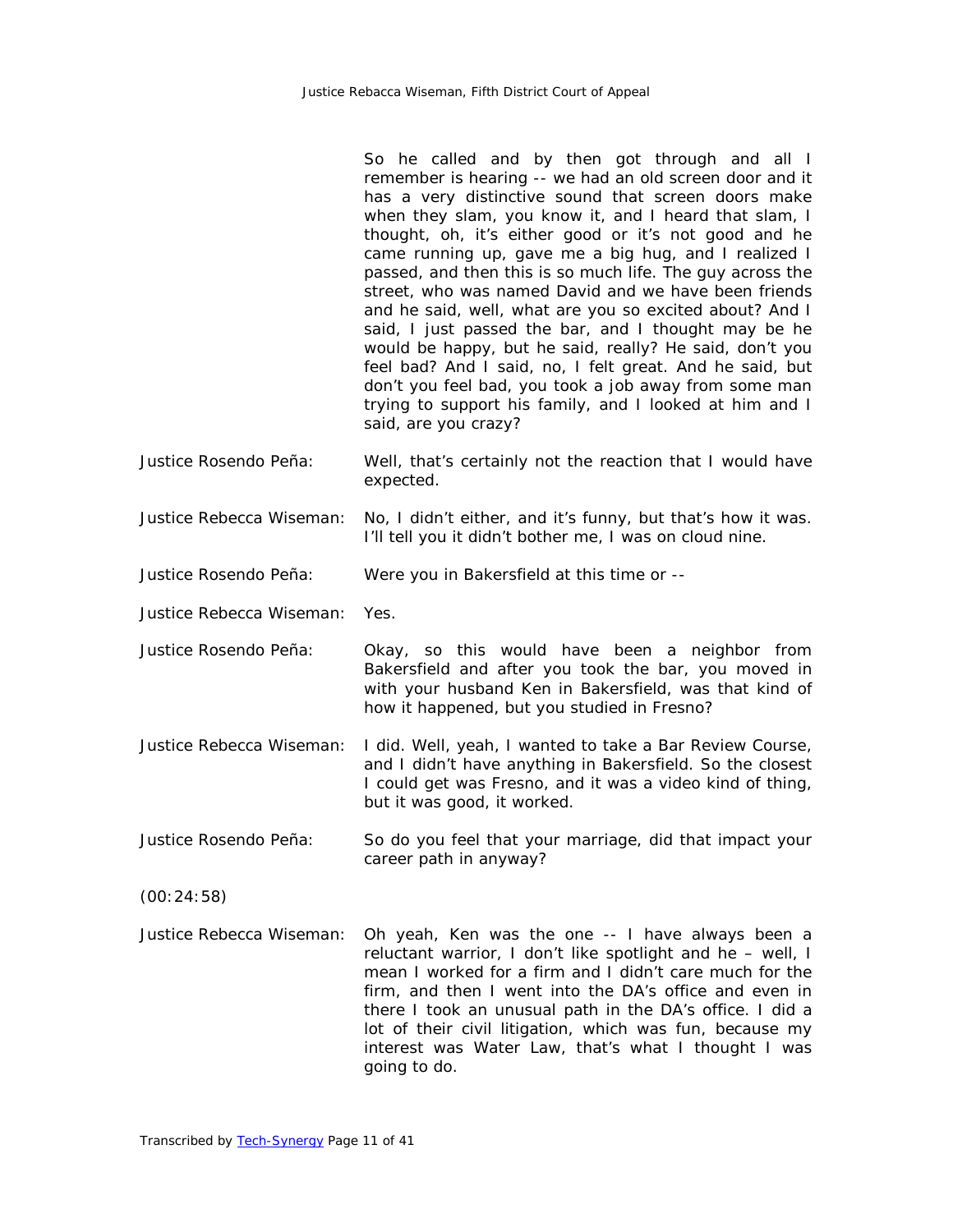So he called and by then got through and all I remember is hearing -- we had an old screen door and it has a very distinctive sound that screen doors make when they slam, you know it, and I heard that slam, I thought, oh, it's either good or it's not good and he came running up, gave me a big hug, and I realized I passed, and then this is so much life. The guy across the street, who was named David and we have been friends and he said, well, what are you so excited about? And I said, I just passed the bar, and I thought may be he would be happy, but he said, really? He said, don't you feel bad? And I said, no, I felt great. And he said, but don't you feel bad, you took a job away from some man trying to support his family, and I looked at him and I said, are you crazy?

Justice Rosendo Peña: Well, that's certainly not the reaction that I would have expected.

Justice Rebecca Wiseman: No, I didn't either, and it's funny, but that's how it was. I'll tell you it didn't bother me, I was on cloud nine.

Justice Rosendo Peña: Were you in Bakersfield at this time or --

Justice Rebecca Wiseman: Yes.

Justice Rosendo Peña: Okay, so this would have been a neighbor from Bakersfield and after you took the bar, you moved in with your husband Ken in Bakersfield, was that kind of how it happened, but you studied in Fresno?

Justice Rebecca Wiseman: I did. Well, yeah, I wanted to take a Bar Review Course, and I didn't have anything in Bakersfield. So the closest I could get was Fresno, and it was a video kind of thing, but it was good, it worked.

Justice Rosendo Peña: So do you feel that your marriage, did that impact your career path in anyway?

(00:24:58)

Justice Rebecca Wiseman: Oh yeah, Ken was the one -- I have always been a reluctant warrior, I don't like spotlight and he – well, I mean I worked for a firm and I didn't care much for the firm, and then I went into the DA's office and even in there I took an unusual path in the DA's office. I did a lot of their civil litigation, which was fun, because my interest was Water Law, that's what I thought I was going to do.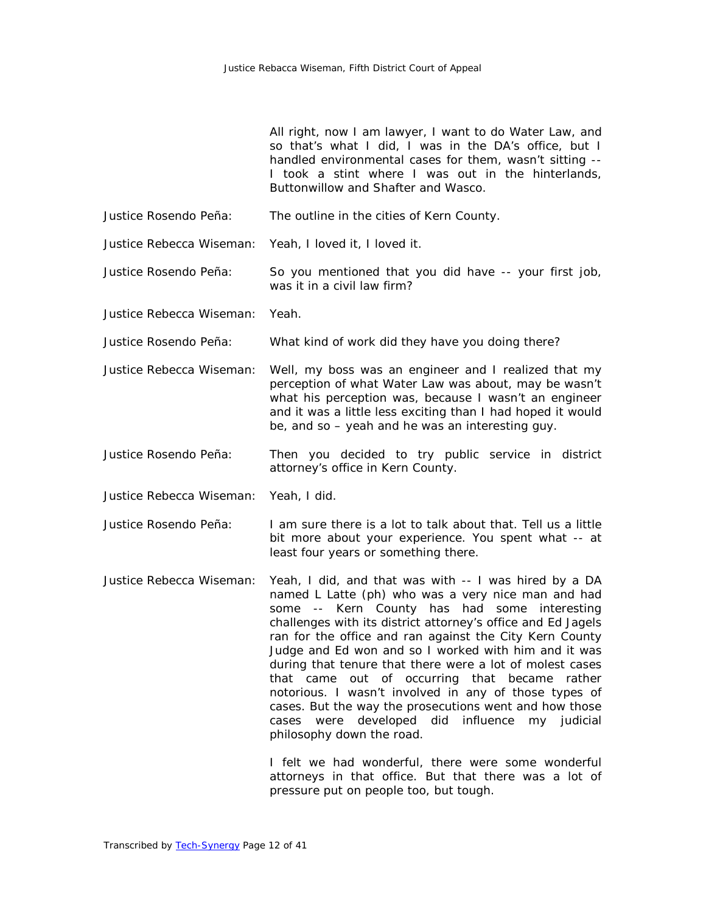All right, now I am lawyer, I want to do Water Law, and so that's what I did, I was in the DA's office, but I handled environmental cases for them, wasn't sitting -- I took a stint where I was out in the hinterlands, Buttonwillow and Shafter and Wasco.

Justice Rosendo Peña: The outline in the cities of Kern County.

Justice Rebecca Wiseman: Yeah, I loved it, I loved it.

Justice Rosendo Peña: So you mentioned that you did have -- your first job, was it in a civil law firm?

Justice Rebecca Wiseman: Yeah.

Justice Rosendo Peña: What kind of work did they have you doing there?

Justice Rebecca Wiseman: Well, my boss was an engineer and I realized that my perception of what Water Law was about, may be wasn't what his perception was, because I wasn't an engineer and it was a little less exciting than I had hoped it would be, and so – yeah and he was an interesting guy.

Justice Rosendo Peña: Then you decided to try public service in district attorney's office in Kern County.

Justice Rebecca Wiseman: Yeah, I did.

Justice Rosendo Peña: I am sure there is a lot to talk about that. Tell us a little bit more about your experience. You spent what -- at least four years or something there.

Justice Rebecca Wiseman: Yeah, I did, and that was with -- I was hired by a DA named L Latte (ph) who was a very nice man and had some -- Kern County has had some interesting challenges with its district attorney's office and Ed Jagels ran for the office and ran against the City Kern County Judge and Ed won and so I worked with him and it was during that tenure that there were a lot of molest cases that came out of occurring that became rather notorious. I wasn't involved in any of those types of cases. But the way the prosecutions went and how those cases were developed did influence my judicial philosophy down the road.

I felt we had wonderful, there were some wonderful attorneys in that office. But that there was a lot of pressure put on people too, but tough.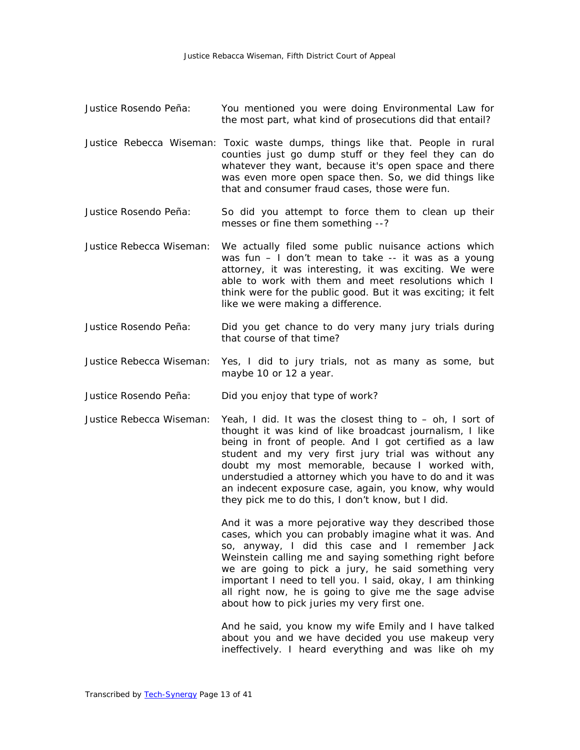**Justice Rosendo Peña:** You mentioned you were doing Environmental Law for the most part, what kind of prosecutions did that entail?

**Justice Rebecca Wiseman:** Toxic waste dumps, things like that. People in rural counties just go dump stuff or they feel they can do whatever they want, because it's open space and there was even more open space then. So, we did things like that and consumer fraud cases, those were fun.

**Justice Rosendo Peña:** So did you attempt to force them to clean up their messes or fine them something --?

**Justice Rebecca Wiseman:** We actually filed some public nuisance actions which was fun – I don't mean to take -- it was as a young attorney, it was interesting, it was exciting. We were able to work with them and meet resolutions which I think were for the public good. But it was exciting; it felt like we were making a difference.

**Justice Rosendo Peña:** Did you get chance to do very many jury trials during that course of that time?

**Justice Rebecca Wiseman:** Yes, I did to jury trials, not as many as some, but maybe 10 or 12 a year.

**Justice Rosendo Peña:** Did you enjoy that type of work?

**Justice Rebecca Wiseman:** Yeah, I did. It was the closest thing to – oh, I sort of thought it was kind of like broadcast journalism, I like being in front of people. And I got certified as a law student and my very first jury trial was without any doubt my most memorable, because I worked with, understudied a attorney which you have to do and it was an indecent exposure case, again, you know, why would they pick me to do this, I don't know, but I did.

And it was a more pejorative way they described those cases, which you can probably imagine what it was. And so, anyway, I did this case and I remember Jack Weinstein calling me and saying something right before we are going to pick a jury, he said something very important I need to tell you. I said, okay, I am thinking all right now, he is going to give me the sage advise about how to pick juries my very first one.

And he said, you know my wife Emily and I have talked about you and we have decided you use makeup very ineffectively. I heard everything and was like oh my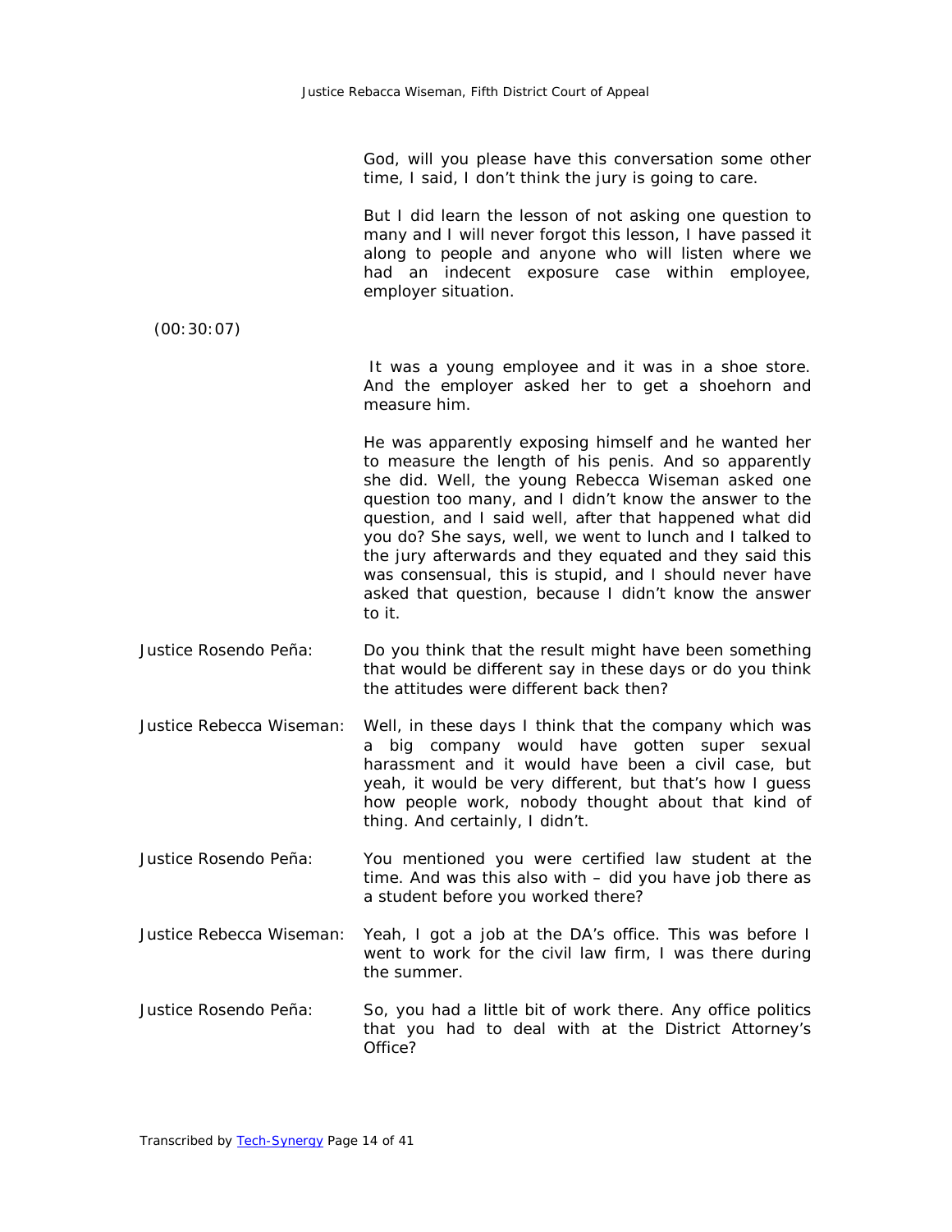God, will you please have this conversation some other time, I said, I don't think the jury is going to care.

But I did learn the lesson of not asking one question to many and I will never forgot this lesson, I have passed it along to people and anyone who will listen where we had an indecent exposure case within employee, employer situation.

(00:30:07)

It was a young employee and it was in a shoe store. And the employer asked her to get a shoehorn and measure him.

He was apparently exposing himself and he wanted her to measure the length of his penis. And so apparently she did. Well, the young Rebecca Wiseman asked one question too many, and I didn't know the answer to the question, and I said well, after that happened what did you do? She says, well, we went to lunch and I talked to the jury afterwards and they equated and they said this was consensual, this is stupid, and I should never have asked that question, because I didn't know the answer to it.

**Justice Rosendo Peña:** Do you think that the result might have been something that would be different say in these days or do you think the attitudes were different back then?

**Justice Rebecca Wiseman:** Well, in these days I think that the company which was a big company would have gotten super sexual harassment and it would have been a civil case, but yeah, it would be very different, but that's how I guess how people work, nobody thought about that kind of thing. And certainly, I didn't.

**Justice Rosendo Peña:** You mentioned you were certified law student at the time. And was this also with – did you have job there as a student before you worked there?

**Justice Rebecca Wiseman:** Yeah, I got a job at the DA's office. This was before I went to work for the civil law firm, I was there during the summer.

**Justice Rosendo Peña:** So, you had a little bit of work there. Any office politics that you had to deal with at the District Attorney's Office?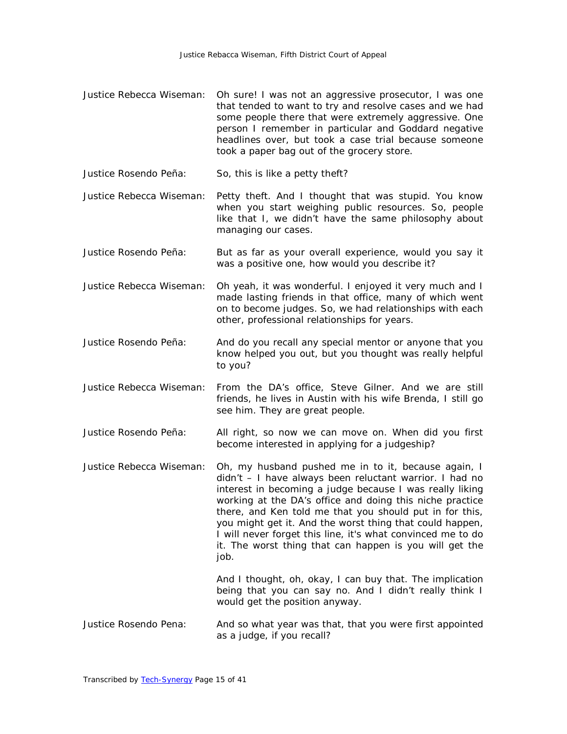Justice Rebecca Wiseman: Oh sure! I was not an aggressive prosecutor, I was one that tended to want to try and resolve cases and we had some people there that were extremely aggressive. One person I remember in particular and Goddard negative headlines over, but took a case trial because someone took a paper bag out of the grocery store.

Justice Rosendo Peña: So, this is like a petty theft?

Justice Rebecca Wiseman: Petty theft. And I thought that was stupid. You know when you start weighing public resources. So, people like that I, we didn't have the same philosophy about managing our cases.

Justice Rosendo Peña: But as far as your overall experience, would you say it was a positive one, how would you describe it?

Justice Rebecca Wiseman: Oh yeah, it was wonderful. I enjoyed it very much and I made lasting friends in that office, many of which went on to become judges. So, we had relationships with each other, professional relationships for years.

Justice Rosendo Peña: And do you recall any special mentor or anyone that you know helped you out, but you thought was really helpful to you?

Justice Rebecca Wiseman: From the DA's office, Steve Gilner. And we are still friends, he lives in Austin with his wife Brenda, I still go see him. They are great people.

Justice Rosendo Peña: All right, so now we can move on. When did you first become interested in applying for a judgeship?

Justice Rebecca Wiseman: Oh, my husband pushed me in to it, because again, I didn't – I have always been reluctant warrior. I had no interest in becoming a judge because I was really liking working at the DA's office and doing this niche practice there, and Ken told me that you should put in for this, you might get it. And the worst thing that could happen, I will never forget this line, it's what convinced me to do it. The worst thing that can happen is you will get the job.

And I thought, oh, okay, I can buy that. The implication being that you can say no. And I didn't really think I would get the position anyway.

Justice Rosendo Pena: And so what year was that, that you were first appointed as a judge, if you recall?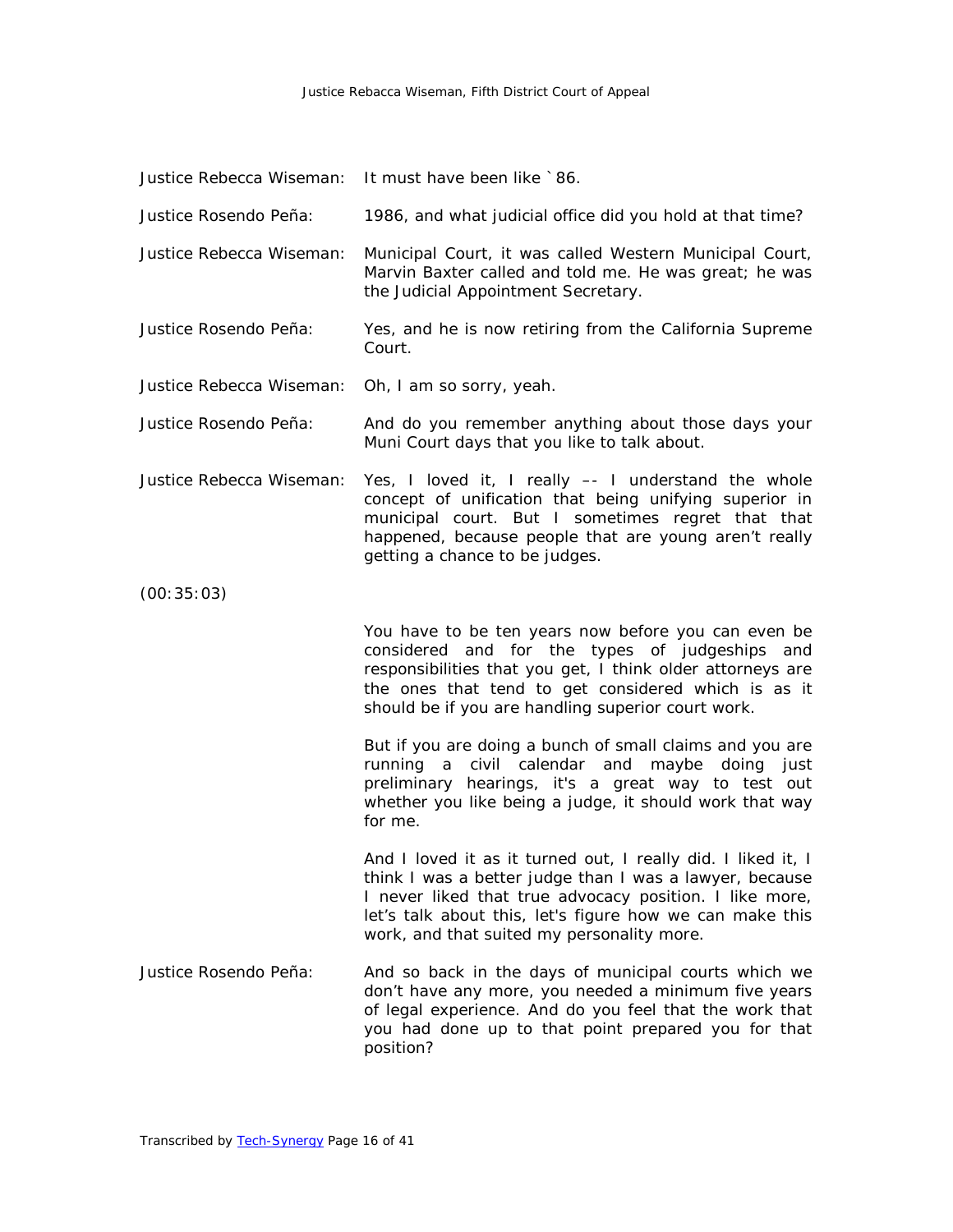Justice Rebecca Wiseman: It must have been like `86.

Justice Rosendo Peña: 1986, and what judicial office did you hold at that time?

Justice Rebecca Wiseman: Municipal Court, it was called Western Municipal Court, Marvin Baxter called and told me. He was great; he was the Judicial Appointment Secretary.

Justice Rosendo Peña: Yes, and he is now retiring from the California Supreme Court.

Justice Rebecca Wiseman: Oh, I am so sorry, yeah.

Justice Rosendo Peña: And do you remember anything about those days your Muni Court days that you like to talk about.

Justice Rebecca Wiseman: Yes, I loved it, I really –- I understand the whole concept of unification that being unifying superior in municipal court. But I sometimes regret that that happened, because people that are young aren't really getting a chance to be judges.

(00:35:03)

You have to be ten years now before you can even be considered and for the types of judgeships and responsibilities that you get, I think older attorneys are the ones that tend to get considered which is as it should be if you are handling superior court work.

But if you are doing a bunch of small claims and you are running a civil calendar and maybe doing just preliminary hearings, it's a great way to test out whether you like being a judge, it should work that way for me.

And I loved it as it turned out, I really did. I liked it, I think I was a better judge than I was a lawyer, because I never liked that true advocacy position. I like more, let's talk about this, let's figure how we can make this work, and that suited my personality more.

Justice Rosendo Peña: And so back in the days of municipal courts which we don't have any more, you needed a minimum five years of legal experience. And do you feel that the work that you had done up to that point prepared you for that position?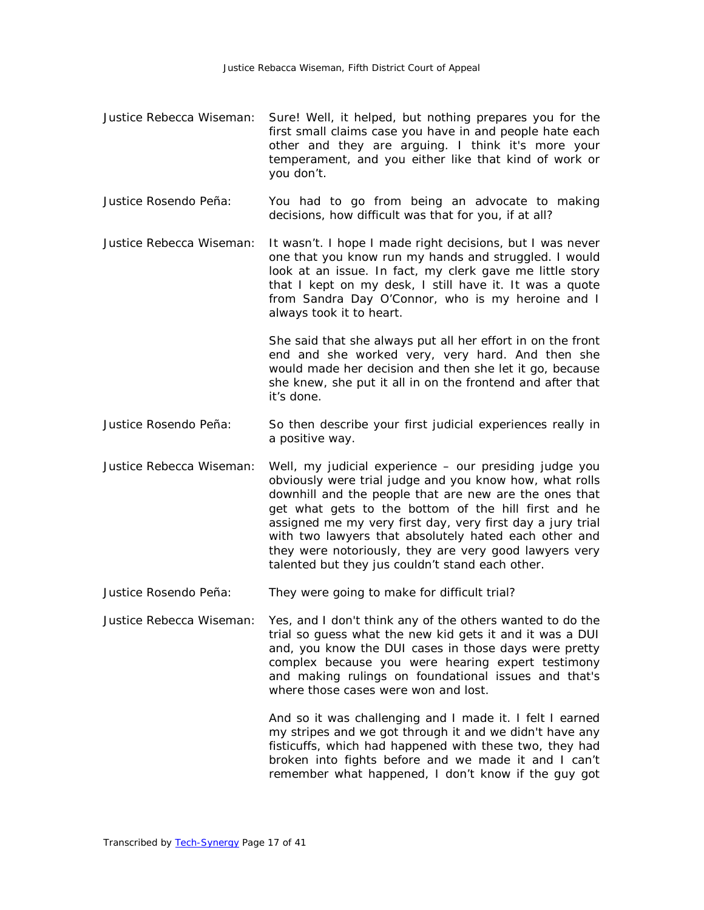Justice Rebecca Wiseman: Sure! Well, it helped, but nothing prepares you for the first small claims case you have in and people hate each other and they are arguing. I think it's more your temperament, and you either like that kind of work or you don't.

Justice Rosendo Peña: You had to go from being an advocate to making decisions, how difficult was that for you, if at all?

Justice Rebecca Wiseman: It wasn't. I hope I made right decisions, but I was never one that you know run my hands and struggled. I would look at an issue. In fact, my clerk gave me little story that I kept on my desk, I still have it. It was a quote from Sandra Day O'Connor, who is my heroine and I always took it to heart.

She said that she always put all her effort in on the front end and she worked very, very hard. And then she would made her decision and then she let it go, because she knew, she put it all in on the frontend and after that it's done.

Justice Rosendo Peña: So then describe your first judicial experiences really in a positive way.

Justice Rebecca Wiseman: Well, my judicial experience – our presiding judge you obviously were trial judge and you know how, what rolls downhill and the people that are new are the ones that get what gets to the bottom of the hill first and he assigned me my very first day, very first day a jury trial with two lawyers that absolutely hated each other and they were notoriously, they are very good lawyers very talented but they jus couldn't stand each other.

Justice Rosendo Peña: They were going to make for difficult trial?

Justice Rebecca Wiseman: Yes, and I don't think any of the others wanted to do the trial so guess what the new kid gets it and it was a DUI and, you know the DUI cases in those days were pretty complex because you were hearing expert testimony and making rulings on foundational issues and that's where those cases were won and lost.

And so it was challenging and I made it. I felt I earned my stripes and we got through it and we didn't have any fisticuffs, which had happened with these two, they had broken into fights before and we made it and I can't remember what happened, I don't know if the guy got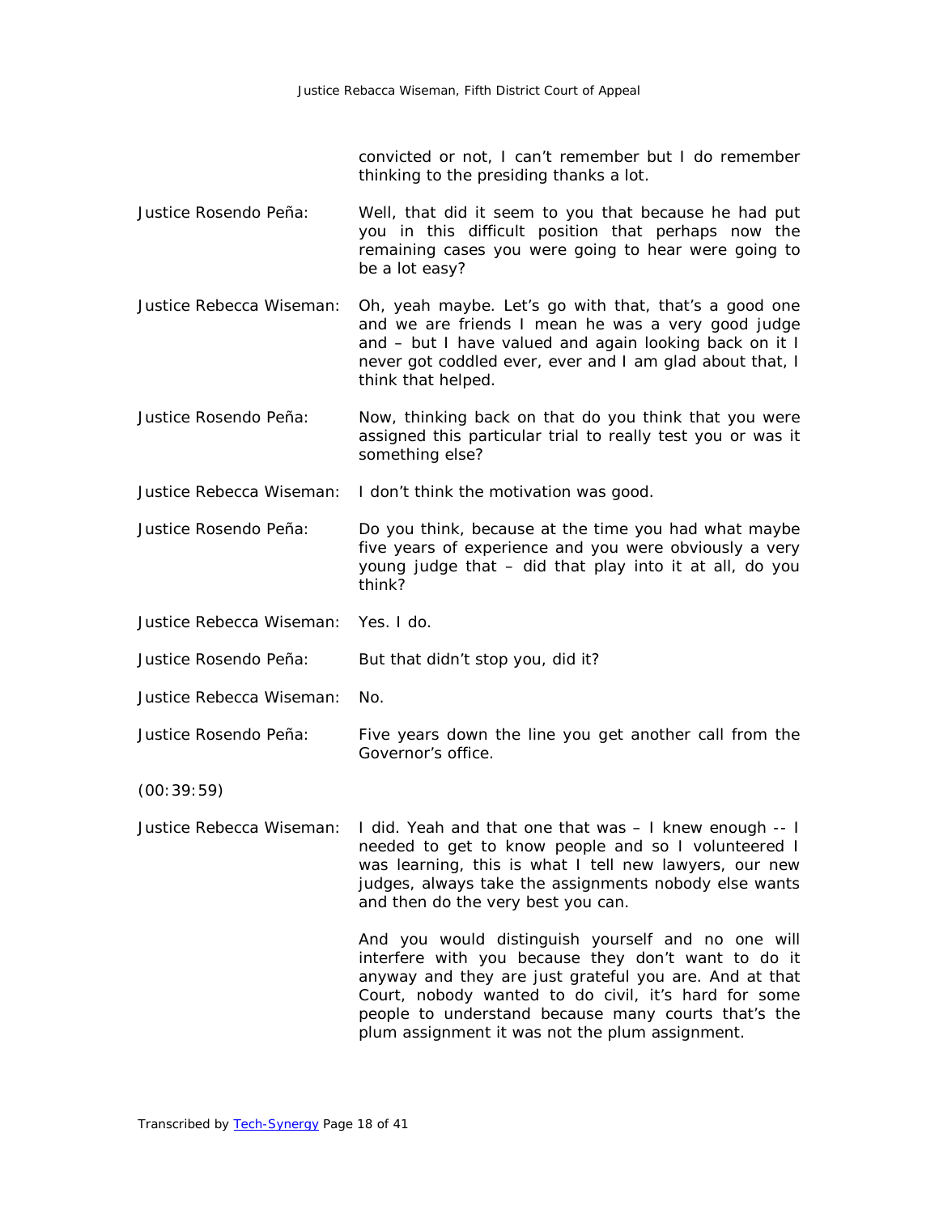convicted or not, I can't remember but I do remember thinking to the presiding thanks a lot.

Justice Rosendo Peña: Well, that did it seem to you that because he had put you in this difficult position that perhaps now the remaining cases you were going to hear were going to be a lot easy?

Justice Rebecca Wiseman: Oh, yeah maybe. Let's go with that, that's a good one and we are friends I mean he was a very good judge and – but I have valued and again looking back on it I never got coddled ever, ever and I am glad about that, I think that helped.

Justice Rosendo Peña: Now, thinking back on that do you think that you were assigned this particular trial to really test you or was it something else?

Justice Rebecca Wiseman: I don't think the motivation was good.

Justice Rosendo Peña: Do you think, because at the time you had what maybe five years of experience and you were obviously a very young judge that – did that play into it at all, do you think?

Justice Rebecca Wiseman: Yes. I do.

Justice Rosendo Peña: But that didn't stop you, did it?

Justice Rebecca Wiseman: No.

Justice Rosendo Peña: Five years down the line you get another call from the Governor's office.

(00:39:59)

Justice Rebecca Wiseman: I did. Yeah and that one that was – I knew enough -- I needed to get to know people and so I volunteered I was learning, this is what I tell new lawyers, our new judges, always take the assignments nobody else wants and then do the very best you can.

And you would distinguish yourself and no one will interfere with you because they don't want to do it anyway and they are just grateful you are. And at that Court, nobody wanted to do civil, it's hard for some people to understand because many courts that's the plum assignment it was not the plum assignment.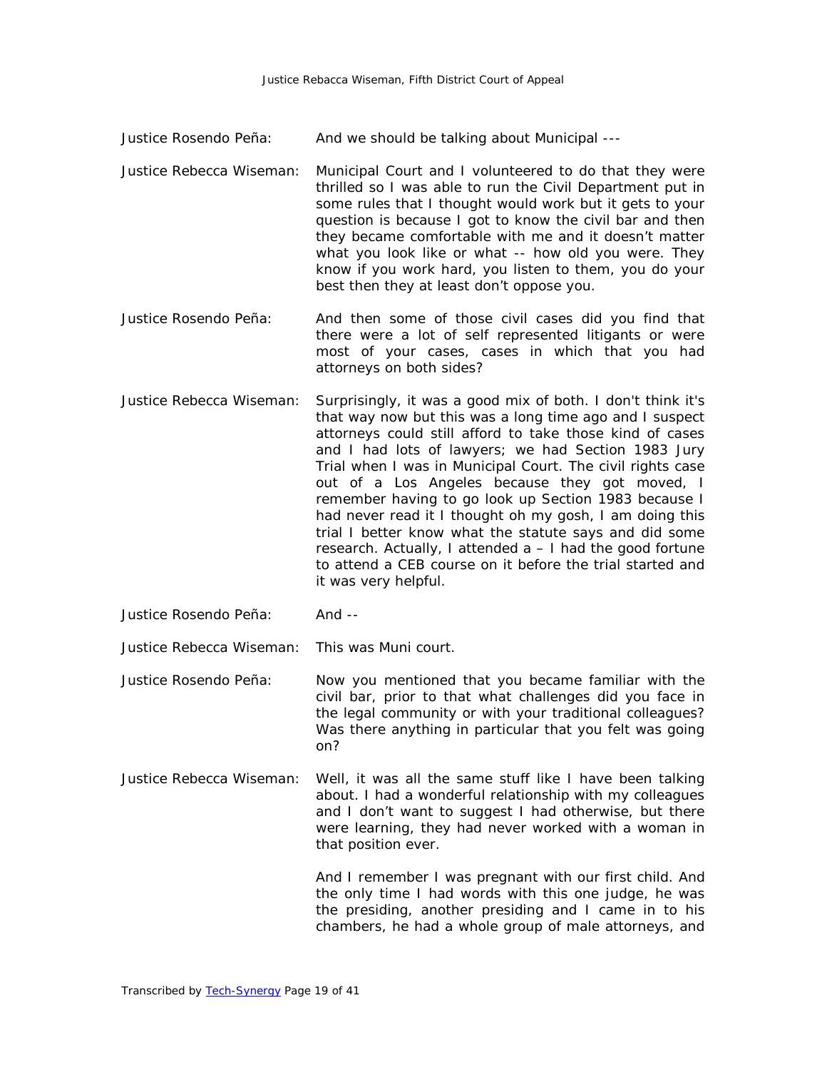Justice Rosendo Peña: And we should be talking about Municipal ---

Justice Rebecca Wiseman: Municipal Court and I volunteered to do that they were thrilled so I was able to run the Civil Department put in some rules that I thought would work but it gets to your question is because I got to know the civil bar and then they became comfortable with me and it doesn't matter what you look like or what -- how old you were. They know if you work hard, you listen to them, you do your best then they at least don't oppose you.

Justice Rosendo Peña: And then some of those civil cases did you find that there were a lot of self represented litigants or were most of your cases, cases in which that you had attorneys on both sides?

Justice Rebecca Wiseman: Surprisingly, it was a good mix of both. I don't think it's that way now but this was a long time ago and I suspect attorneys could still afford to take those kind of cases and I had lots of lawyers; we had Section 1983 Jury Trial when I was in Municipal Court. The civil rights case out of a Los Angeles because they got moved, I remember having to go look up Section 1983 because I had never read it I thought oh my gosh, I am doing this trial I better know what the statute says and did some research. Actually, I attended a – I had the good fortune to attend a CEB course on it before the trial started and it was very helpful.

Justice Rosendo Peña: And --

Justice Rebecca Wiseman: This was Muni court.

Justice Rosendo Peña: Now you mentioned that you became familiar with the civil bar, prior to that what challenges did you face in the legal community or with your traditional colleagues? Was there anything in particular that you felt was going on?

Justice Rebecca Wiseman: Well, it was all the same stuff like I have been talking about. I had a wonderful relationship with my colleagues and I don't want to suggest I had otherwise, but there were learning, they had never worked with a woman in that position ever.

And I remember I was pregnant with our first child. And the only time I had words with this one judge, he was the presiding, another presiding and I came in to his chambers, he had a whole group of male attorneys, and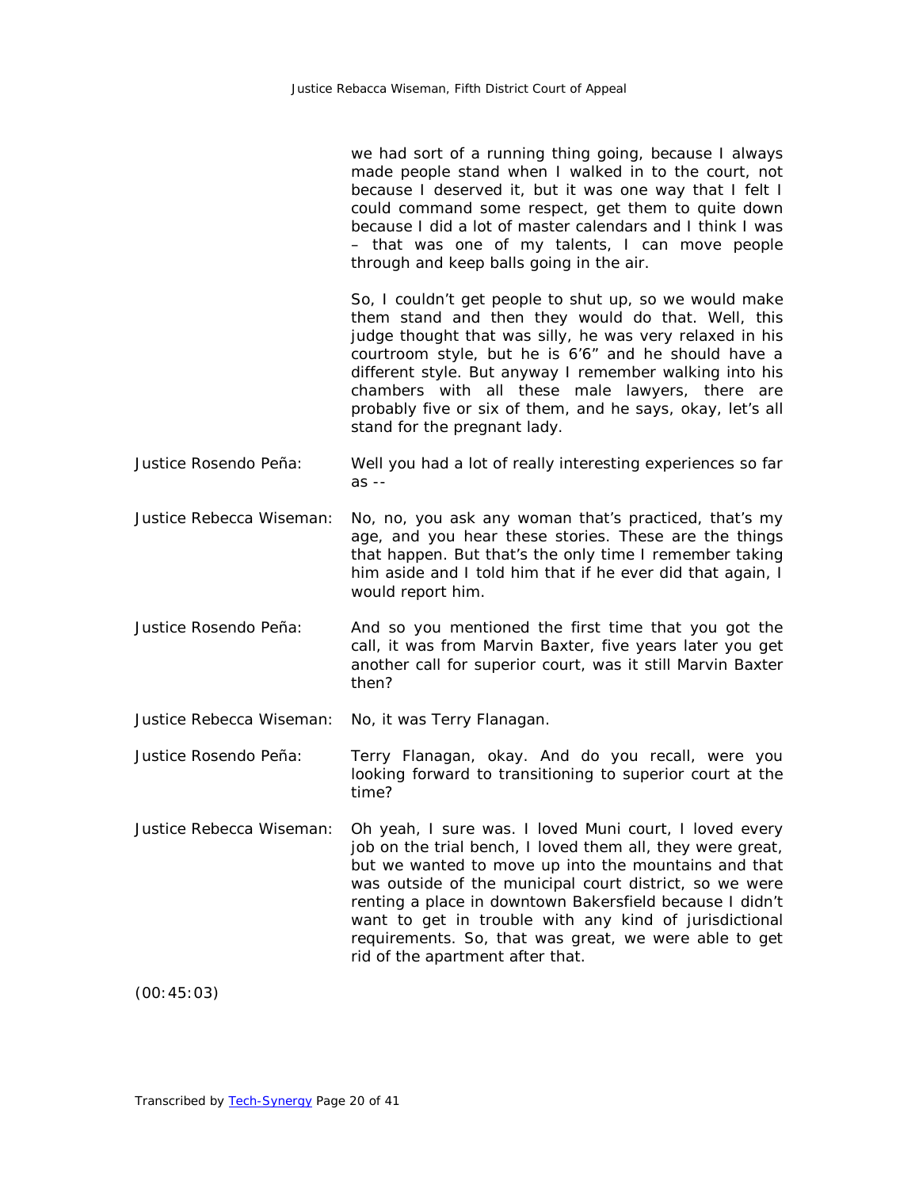we had sort of a running thing going, because I always made people stand when I walked in to the court, not because I deserved it, but it was one way that I felt I could command some respect, get them to quite down because I did a lot of master calendars and I think I was – that was one of my talents, I can move people through and keep balls going in the air.

So, I couldn't get people to shut up, so we would make them stand and then they would do that. Well, this judge thought that was silly, he was very relaxed in his courtroom style, but he is 6'6" and he should have a different style. But anyway I remember walking into his chambers with all these male lawyers, there are probably five or six of them, and he says, okay, let's all stand for the pregnant lady.

Justice Rosendo Peña: Well you had a lot of really interesting experiences so far as --

Justice Rebecca Wiseman: No, no, you ask any woman that's practiced, that's my age, and you hear these stories. These are the things that happen. But that's the only time I remember taking him aside and I told him that if he ever did that again, I would report him.

Justice Rosendo Peña: And so you mentioned the first time that you got the call, it was from Marvin Baxter, five years later you get another call for superior court, was it still Marvin Baxter then?

Justice Rebecca Wiseman: No, it was Terry Flanagan.

Justice Rosendo Peña: Terry Flanagan, okay. And do you recall, were you looking forward to transitioning to superior court at the time?

Justice Rebecca Wiseman: Oh yeah, I sure was. I loved Muni court, I loved every job on the trial bench, I loved them all, they were great, but we wanted to move up into the mountains and that was outside of the municipal court district, so we were renting a place in downtown Bakersfield because I didn't want to get in trouble with any kind of jurisdictional requirements. So, that was great, we were able to get rid of the apartment after that.

(00:45:03)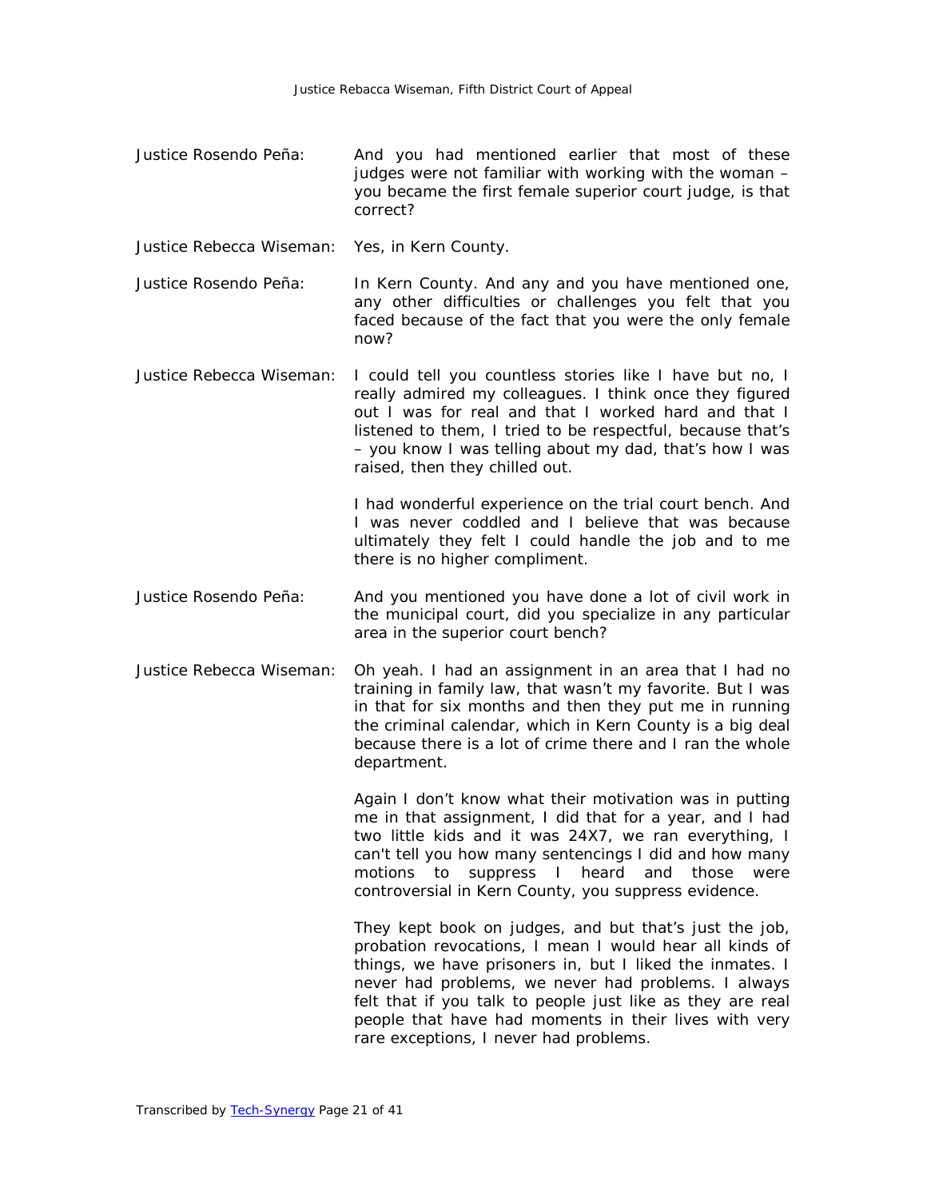**Justice Rosendo Peña:** And you had mentioned earlier that most of these judges were not familiar with working with the woman – you became the first female superior court judge, is that correct?

**Justice Rebecca Wiseman:** Yes, in Kern County.

**Justice Rosendo Peña:** In Kern County. And any and you have mentioned one, any other difficulties or challenges you felt that you faced because of the fact that you were the only female now?

**Justice Rebecca Wiseman:** I could tell you countless stories like I have but no, I really admired my colleagues. I think once they figured out I was for real and that I worked hard and that I listened to them, I tried to be respectful, because that's – you know I was telling about my dad, that's how I was raised, then they chilled out.

I had wonderful experience on the trial court bench. And I was never coddled and I believe that was because ultimately they felt I could handle the job and to me there is no higher compliment.

**Justice Rosendo Peña:** And you mentioned you have done a lot of civil work in the municipal court, did you specialize in any particular area in the superior court bench?

**Justice Rebecca Wiseman:** Oh yeah. I had an assignment in an area that I had no training in family law, that wasn't my favorite. But I was in that for six months and then they put me in running the criminal calendar, which in Kern County is a big deal because there is a lot of crime there and I ran the whole department.

Again I don't know what their motivation was in putting me in that assignment, I did that for a year, and I had two little kids and it was 24X7, we ran everything, I can't tell you how many sentencings I did and how many motions to suppress I heard and those were controversial in Kern County, you suppress evidence.

They kept book on judges, and but that's just the job, probation revocations, I mean I would hear all kinds of things, we have prisoners in, but I liked the inmates. I never had problems, we never had problems. I always felt that if you talk to people just like as they are real people that have had moments in their lives with very rare exceptions, I never had problems.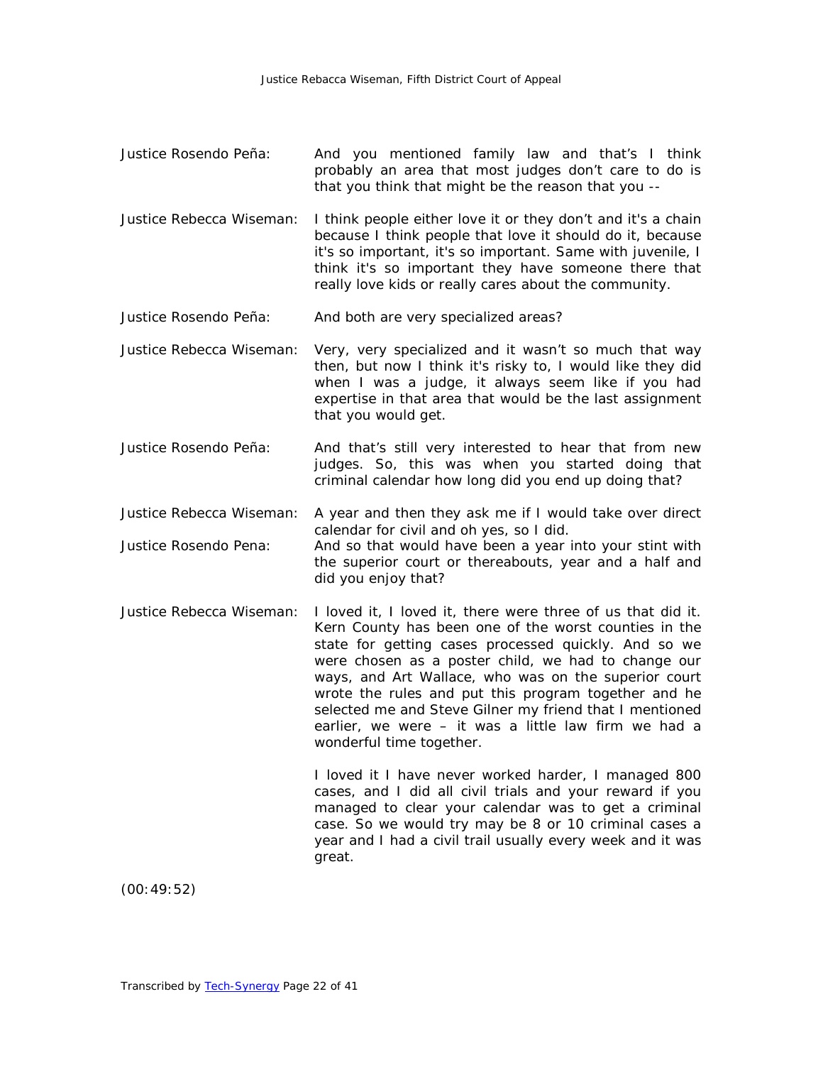Justice Rosendo Peña: And you mentioned family law and that's I think probably an area that most judges don't care to do is that you think that might be the reason that you --

Justice Rebecca Wiseman: I think people either love it or they don't and it's a chain because I think people that love it should do it, because it's so important, it's so important. Same with juvenile, I think it's so important they have someone there that really love kids or really cares about the community.

Justice Rosendo Peña: And both are very specialized areas?

Justice Rebecca Wiseman: Very, very specialized and it wasn't so much that way then, but now I think it's risky to, I would like they did when I was a judge, it always seem like if you had expertise in that area that would be the last assignment that you would get.

Justice Rosendo Peña: And that's still very interested to hear that from new judges. So, this was when you started doing that criminal calendar how long did you end up doing that?

Justice Rebecca Wiseman: A year and then they ask me if I would take over direct calendar for civil and oh yes, so I did.

Justice Rosendo Pena: And so that would have been a year into your stint with the superior court or thereabouts, year and a half and did you enjoy that?

Justice Rebecca Wiseman: I loved it, I loved it, there were three of us that did it. Kern County has been one of the worst counties in the state for getting cases processed quickly. And so we were chosen as a poster child, we had to change our ways, and Art Wallace, who was on the superior court wrote the rules and put this program together and he selected me and Steve Gilner my friend that I mentioned earlier, we were – it was a little law firm we had a wonderful time together.

I loved it I have never worked harder, I managed 800 cases, and I did all civil trials and your reward if you managed to clear your calendar was to get a criminal case. So we would try may be 8 or 10 criminal cases a year and I had a civil trail usually every week and it was great.

(00:49:52)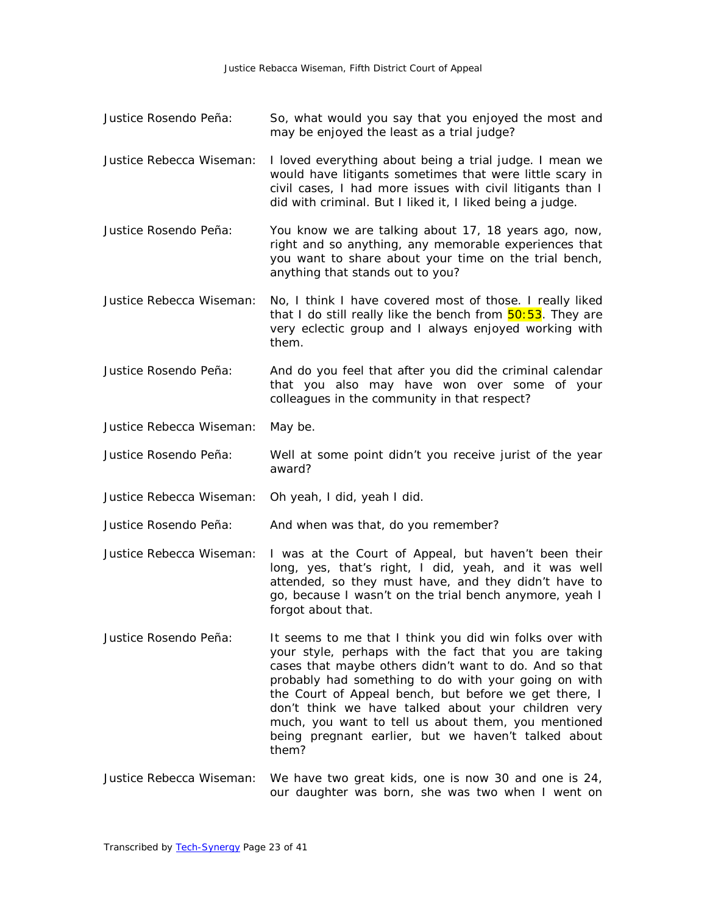Justice Rosendo Peña: So, what would you say that you enjoyed the most and may be enjoyed the least as a trial judge?

Justice Rebecca Wiseman: I loved everything about being a trial judge. I mean we would have litigants sometimes that were little scary in civil cases, I had more issues with civil litigants than I did with criminal. But I liked it, I liked being a judge.

Justice Rosendo Peña: You know we are talking about 17, 18 years ago, now, right and so anything, any memorable experiences that you want to share about your time on the trial bench, anything that stands out to you?

Justice Rebecca Wiseman: No, I think I have covered most of those. I really liked that I do still really like the bench from 50:53. They are very eclectic group and I always enjoyed working with them.

Justice Rosendo Peña: And do you feel that after you did the criminal calendar that you also may have won over some of your colleagues in the community in that respect?

Justice Rebecca Wiseman: May be.

Justice Rosendo Peña: Well at some point didn't you receive jurist of the year award?

Justice Rebecca Wiseman: Oh yeah, I did, yeah I did.

Justice Rosendo Peña: And when was that, do you remember?

Justice Rebecca Wiseman: I was at the Court of Appeal, but haven't been their long, yes, that's right, I did, yeah, and it was well attended, so they must have, and they didn't have to go, because I wasn't on the trial bench anymore, yeah I forgot about that.

Justice Rosendo Peña: It seems to me that I think you did win folks over with your style, perhaps with the fact that you are taking cases that maybe others didn't want to do. And so that probably had something to do with your going on with the Court of Appeal bench, but before we get there, I don't think we have talked about your children very much, you want to tell us about them, you mentioned being pregnant earlier, but we haven't talked about them?

Justice Rebecca Wiseman: We have two great kids, one is now 30 and one is 24, our daughter was born, she was two when I went on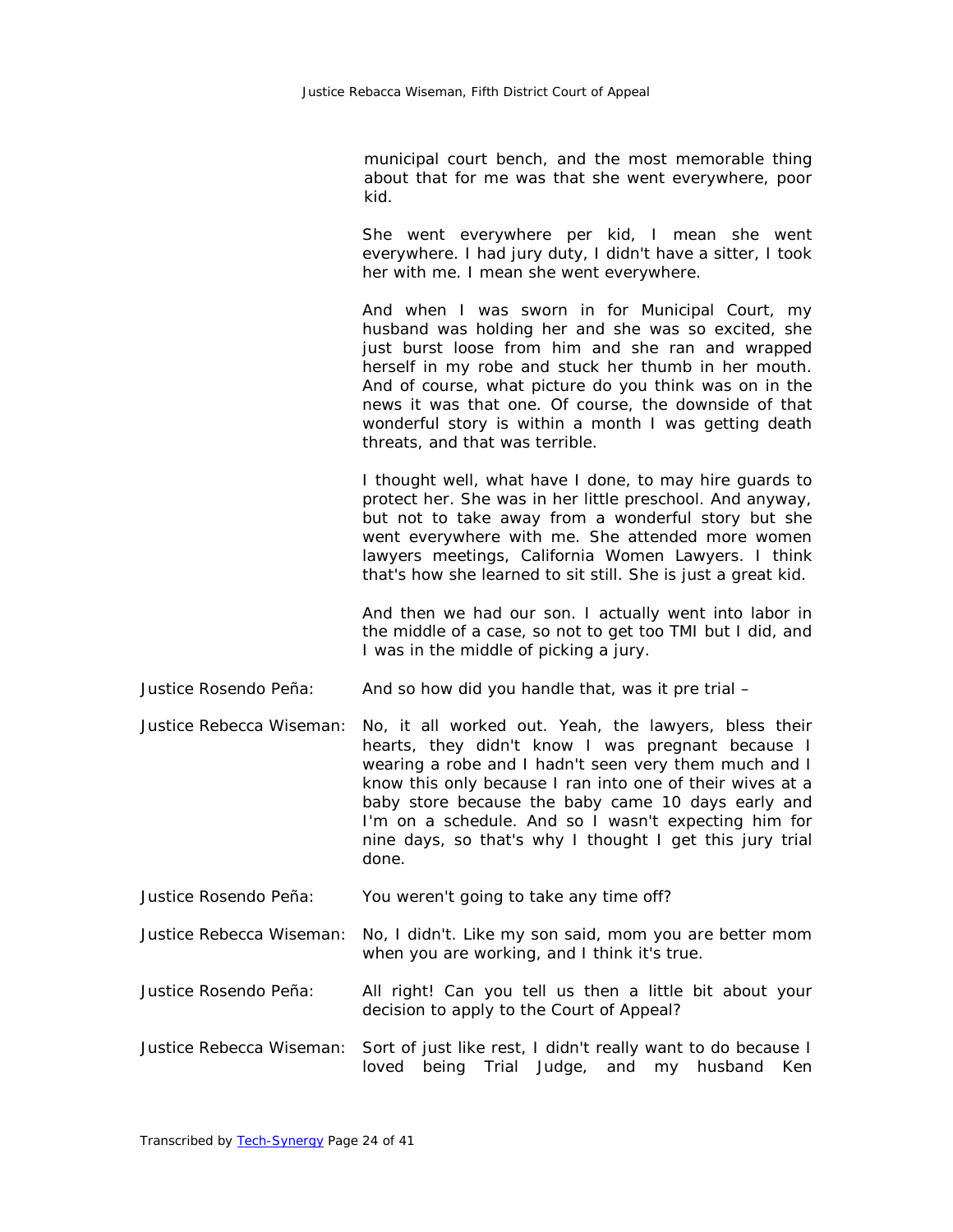municipal court bench, and the most memorable thing about that for me was that she went everywhere, poor kid.

She went everywhere per kid, I mean she went everywhere. I had jury duty, I didn't have a sitter, I took her with me. I mean she went everywhere.

And when I was sworn in for Municipal Court, my husband was holding her and she was so excited, she just burst loose from him and she ran and wrapped herself in my robe and stuck her thumb in her mouth. And of course, what picture do you think was on in the news it was that one. Of course, the downside of that wonderful story is within a month I was getting death threats, and that was terrible.

I thought well, what have I done, to may hire guards to protect her. She was in her little preschool. And anyway, but not to take away from a wonderful story but she went everywhere with me. She attended more women lawyers meetings, California Women Lawyers. I think that's how she learned to sit still. She is just a great kid.

And then we had our son. I actually went into labor in the middle of a case, so not to get too TMI but I did, and I was in the middle of picking a jury.

Justice Rosendo Peña: And so how did you handle that, was it pre trial –

Justice Rebecca Wiseman: No, it all worked out. Yeah, the lawyers, bless their hearts, they didn't know I was pregnant because I wearing a robe and I hadn't seen very them much and I know this only because I ran into one of their wives at a baby store because the baby came 10 days early and I'm on a schedule. And so I wasn't expecting him for nine days, so that's why I thought I get this jury trial done.

Justice Rosendo Peña: You weren't going to take any time off?

Justice Rebecca Wiseman: No, I didn't. Like my son said, mom you are better mom when you are working, and I think it's true.

Justice Rosendo Peña: All right! Can you tell us then a little bit about your decision to apply to the Court of Appeal?

Justice Rebecca Wiseman: Sort of just like rest, I didn't really want to do because I loved being Trial Judge, and my husband Ken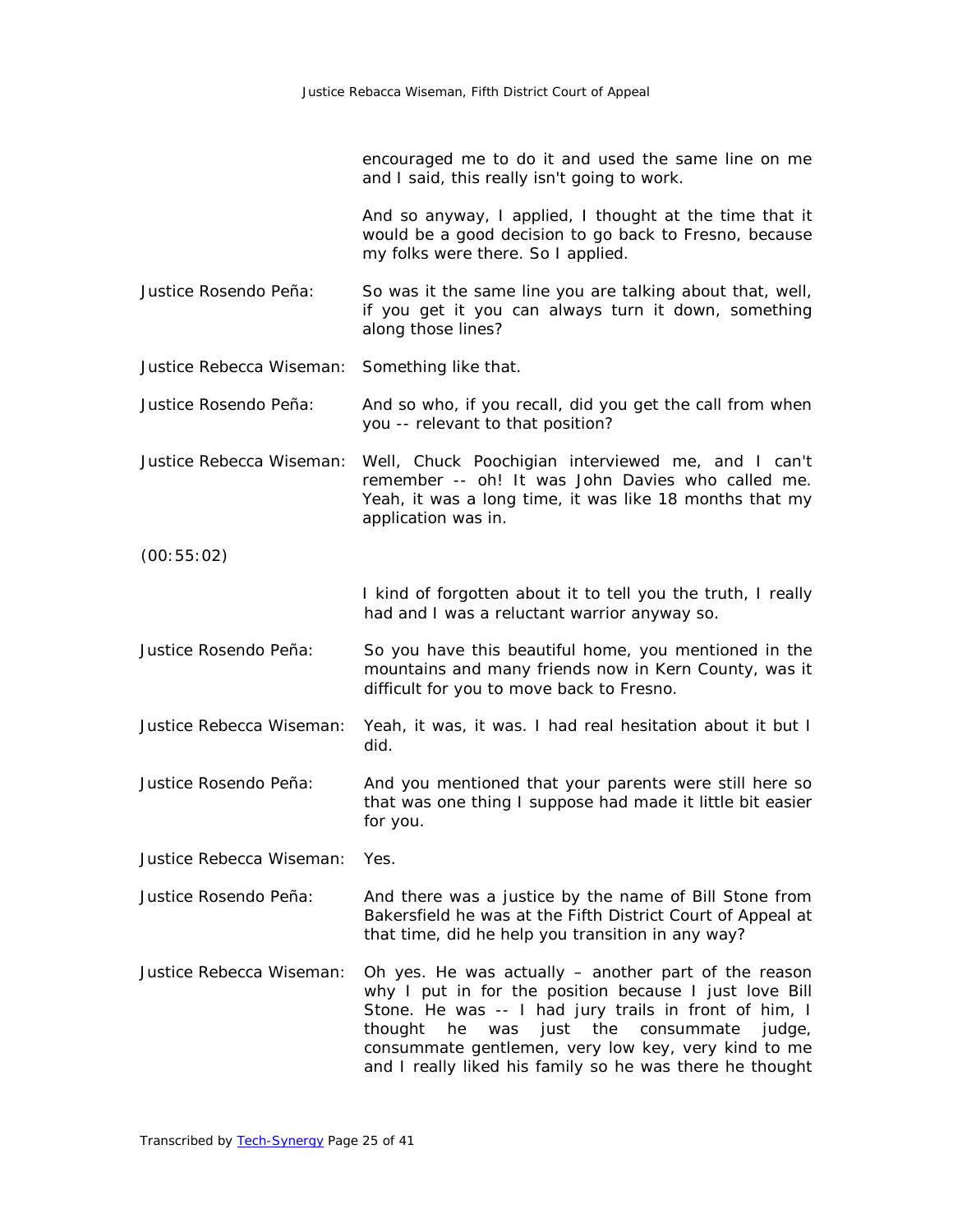encouraged me to do it and used the same line on me and I said, this really isn't going to work.

And so anyway, I applied, I thought at the time that it would be a good decision to go back to Fresno, because my folks were there. So I applied.

**Justice Rosendo Peña:** So was it the same line you are talking about that, well, if you get it you can always turn it down, something along those lines?

**Justice Rebecca Wiseman:** Something like that.

**Justice Rosendo Peña:** And so who, if you recall, did you get the call from when you -- relevant to that position?

**Justice Rebecca Wiseman:** Well, Chuck Poochigian interviewed me, and I can't remember -- oh! It was John Davies who called me. Yeah, it was a long time, it was like 18 months that my application was in.

(00:55:02)

I kind of forgotten about it to tell you the truth, I really had and I was a reluctant warrior anyway so.

**Justice Rosendo Peña:** So you have this beautiful home, you mentioned in the mountains and many friends now in Kern County, was it difficult for you to move back to Fresno.

**Justice Rebecca Wiseman:** Yeah, it was, it was. I had real hesitation about it but I did.

**Justice Rosendo Peña:** And you mentioned that your parents were still here so that was one thing I suppose had made it little bit easier for you.

**Justice Rebecca Wiseman:** Yes.

**Justice Rosendo Peña:** And there was a justice by the name of Bill Stone from Bakersfield he was at the Fifth District Court of Appeal at that time, did he help you transition in any way?

**Justice Rebecca Wiseman:** Oh yes. He was actually – another part of the reason why I put in for the position because I just love Bill Stone. He was -- I had jury trails in front of him, I thought he was just the consummate judge, consummate gentlemen, very low key, very kind to me and I really liked his family so he was there he thought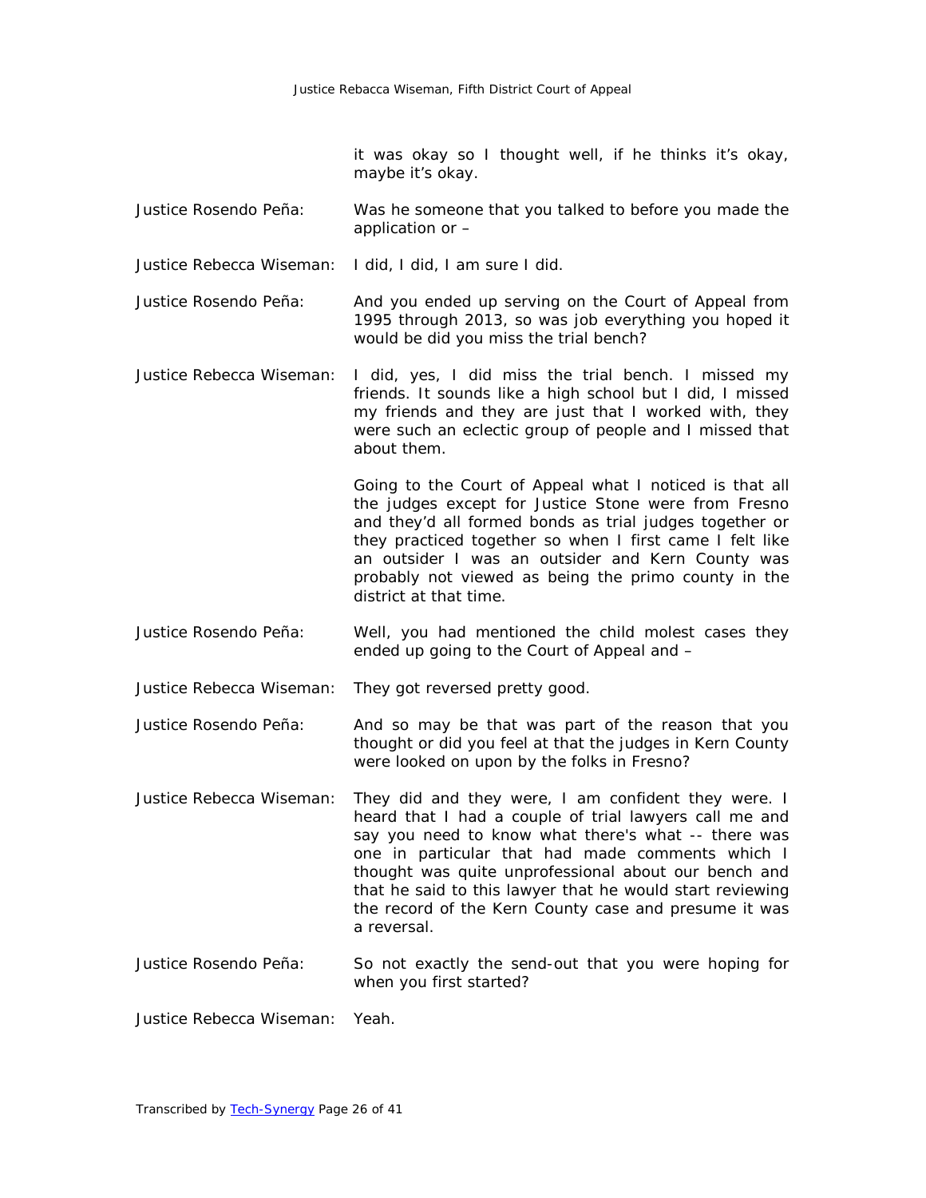it was okay so I thought well, if he thinks it's okay, maybe it's okay.

Justice Rosendo Peña: Was he someone that you talked to before you made the application or –

Justice Rebecca Wiseman: I did, I did, I am sure I did.

Justice Rosendo Peña: And you ended up serving on the Court of Appeal from 1995 through 2013, so was job everything you hoped it would be did you miss the trial bench?

Justice Rebecca Wiseman: I did, yes, I did miss the trial bench. I missed my friends. It sounds like a high school but I did, I missed my friends and they are just that I worked with, they were such an eclectic group of people and I missed that about them.

Going to the Court of Appeal what I noticed is that all the judges except for Justice Stone were from Fresno and they'd all formed bonds as trial judges together or they practiced together so when I first came I felt like an outsider I was an outsider and Kern County was probably not viewed as being the primo county in the district at that time.

Justice Rosendo Peña: Well, you had mentioned the child molest cases they ended up going to the Court of Appeal and –

Justice Rebecca Wiseman: They got reversed pretty good.

Justice Rosendo Peña: And so may be that was part of the reason that you thought or did you feel at that the judges in Kern County were looked on upon by the folks in Fresno?

Justice Rebecca Wiseman: They did and they were, I am confident they were. I heard that I had a couple of trial lawyers call me and say you need to know what there's what -- there was one in particular that had made comments which I thought was quite unprofessional about our bench and that he said to this lawyer that he would start reviewing the record of the Kern County case and presume it was a reversal.

Justice Rosendo Peña: So not exactly the send-out that you were hoping for when you first started?

Justice Rebecca Wiseman: Yeah.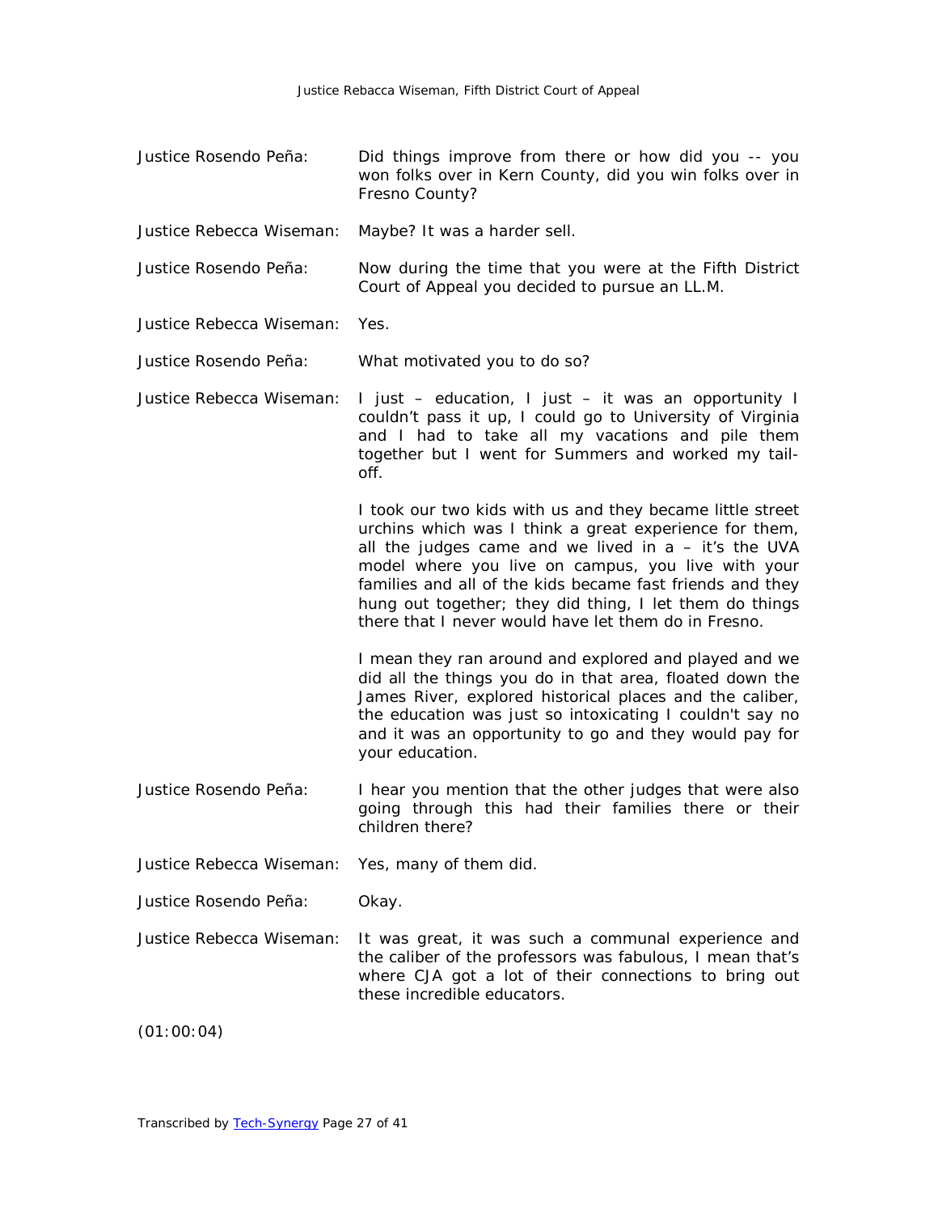Justice Rosendo Peña: Did things improve from there or how did you -- you won folks over in Kern County, did you win folks over in Fresno County?

Justice Rebecca Wiseman: Maybe? It was a harder sell.

Justice Rosendo Peña: Now during the time that you were at the Fifth District Court of Appeal you decided to pursue an LL.M.

Justice Rebecca Wiseman: Yes.

Justice Rosendo Peña: What motivated you to do so?

Justice Rebecca Wiseman: I just – education, I just – it was an opportunity I couldn't pass it up, I could go to University of Virginia and I had to take all my vacations and pile them together but I went for Summers and worked my tail-off.

I took our two kids with us and they became little street urchins which was I think a great experience for them, all the judges came and we lived in a – it's the UVA model where you live on campus, you live with your families and all of the kids became fast friends and they hung out together; they did thing, I let them do things there that I never would have let them do in Fresno.

I mean they ran around and explored and played and we did all the things you do in that area, floated down the James River, explored historical places and the caliber, the education was just so intoxicating I couldn't say no and it was an opportunity to go and they would pay for your education.

Justice Rosendo Peña: I hear you mention that the other judges that were also going through this had their families there or their children there?

Justice Rebecca Wiseman: Yes, many of them did.

Justice Rosendo Peña: Okay.

Justice Rebecca Wiseman: It was great, it was such a communal experience and the caliber of the professors was fabulous, I mean that's where CJA got a lot of their connections to bring out these incredible educators.

(01:00:04)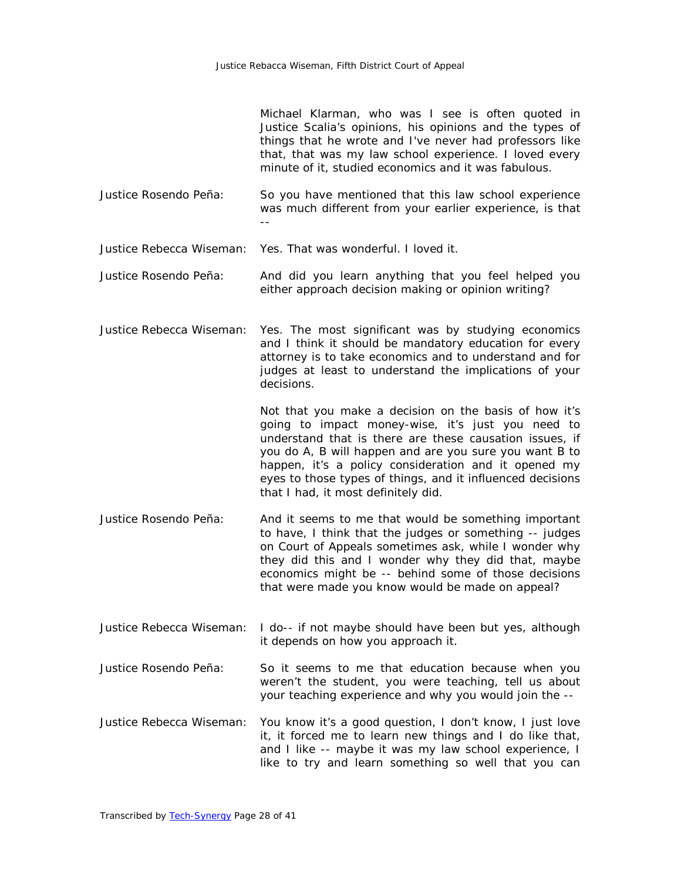Michael Klarman, who was I see is often quoted in Justice Scalia's opinions, his opinions and the types of things that he wrote and I've never had professors like that, that was my law school experience. I loved every minute of it, studied economics and it was fabulous.

Justice Rosendo Peña: So you have mentioned that this law school experience was much different from your earlier experience, is that --

Justice Rebecca Wiseman: Yes. That was wonderful. I loved it.

Justice Rosendo Peña: And did you learn anything that you feel helped you either approach decision making or opinion writing?

Justice Rebecca Wiseman: Yes. The most significant was by studying economics and I think it should be mandatory education for every attorney is to take economics and to understand and for judges at least to understand the implications of your decisions.

Not that you make a decision on the basis of how it's going to impact money-wise, it's just you need to understand that is there are these causation issues, if you do A, B will happen and are you sure you want B to happen, it's a policy consideration and it opened my eyes to those types of things, and it influenced decisions that I had, it most definitely did.

Justice Rosendo Peña: And it seems to me that would be something important to have, I think that the judges or something -- judges on Court of Appeals sometimes ask, while I wonder why they did this and I wonder why they did that, maybe economics might be -- behind some of those decisions that were made you know would be made on appeal?

Justice Rebecca Wiseman: I do-- if not maybe should have been but yes, although it depends on how you approach it.

Justice Rosendo Peña: So it seems to me that education because when you weren't the student, you were teaching, tell us about your teaching experience and why you would join the --

Justice Rebecca Wiseman: You know it's a good question, I don't know, I just love it, it forced me to learn new things and I do like that, and I like -- maybe it was my law school experience, I like to try and learn something so well that you can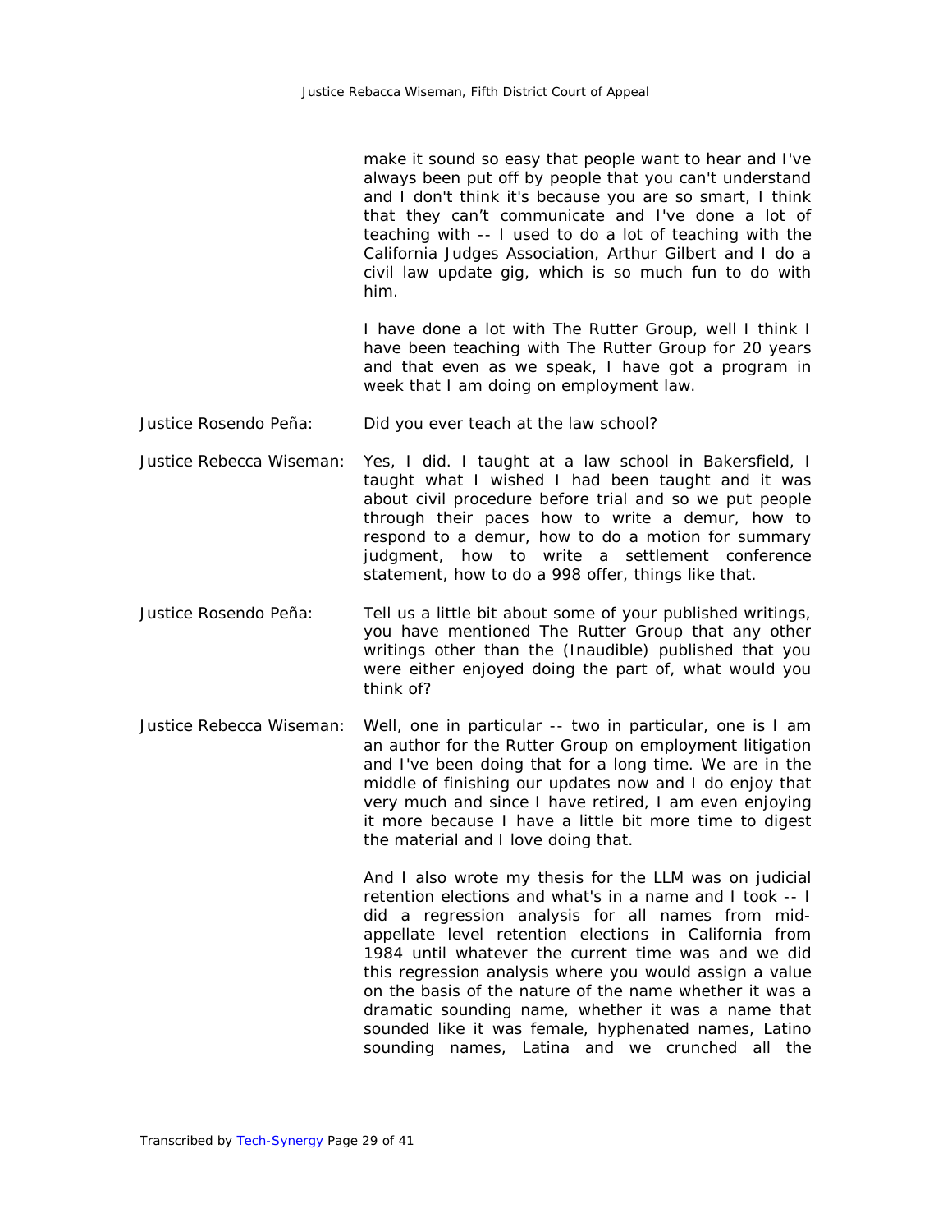make it sound so easy that people want to hear and I've always been put off by people that you can't understand and I don't think it's because you are so smart, I think that they can't communicate and I've done a lot of teaching with -- I used to do a lot of teaching with the California Judges Association, Arthur Gilbert and I do a civil law update gig, which is so much fun to do with him.

I have done a lot with The Rutter Group, well I think I have been teaching with The Rutter Group for 20 years and that even as we speak, I have got a program in week that I am doing on employment law.

Justice Rosendo Peña: Did you ever teach at the law school?

Justice Rebecca Wiseman: Yes, I did. I taught at a law school in Bakersfield, I taught what I wished I had been taught and it was about civil procedure before trial and so we put people through their paces how to write a demur, how to respond to a demur, how to do a motion for summary judgment, how to write a settlement conference statement, how to do a 998 offer, things like that.

Justice Rosendo Peña: Tell us a little bit about some of your published writings, you have mentioned The Rutter Group that any other writings other than the (Inaudible) published that you were either enjoyed doing the part of, what would you think of?

Justice Rebecca Wiseman: Well, one in particular -- two in particular, one is I am an author for the Rutter Group on employment litigation and I've been doing that for a long time. We are in the middle of finishing our updates now and I do enjoy that very much and since I have retired, I am even enjoying it more because I have a little bit more time to digest the material and I love doing that.

And I also wrote my thesis for the LLM was on judicial retention elections and what's in a name and I took -- I did a regression analysis for all names from mid-appellate level retention elections in California from 1984 until whatever the current time was and we did this regression analysis where you would assign a value on the basis of the nature of the name whether it was a dramatic sounding name, whether it was a name that sounded like it was female, hyphenated names, Latino sounding names, Latina and we crunched all the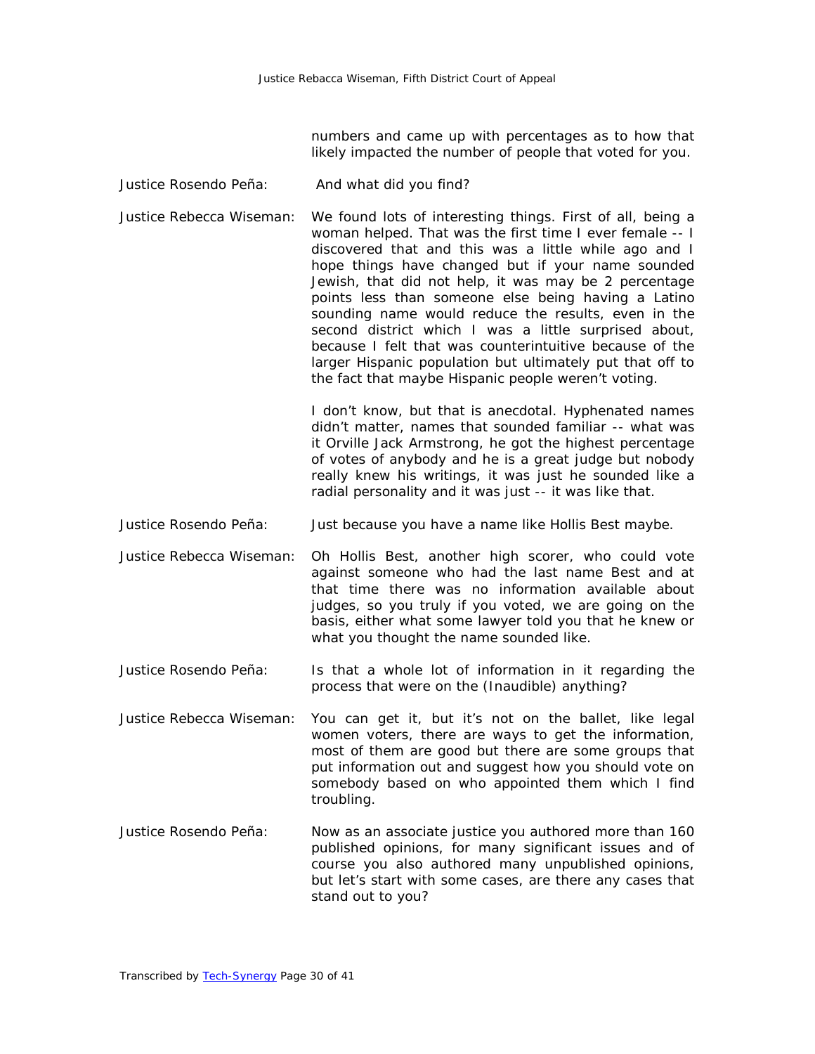numbers and came up with percentages as to how that likely impacted the number of people that voted for you.

Justice Rosendo Peña: And what did you find?

Justice Rebecca Wiseman: We found lots of interesting things. First of all, being a woman helped. That was the first time I ever female -- I discovered that and this was a little while ago and I hope things have changed but if your name sounded Jewish, that did not help, it was may be 2 percentage points less than someone else being having a Latino sounding name would reduce the results, even in the second district which I was a little surprised about, because I felt that was counterintuitive because of the larger Hispanic population but ultimately put that off to the fact that maybe Hispanic people weren't voting.

I don't know, but that is anecdotal. Hyphenated names didn't matter, names that sounded familiar -- what was it Orville Jack Armstrong, he got the highest percentage of votes of anybody and he is a great judge but nobody really knew his writings, it was just he sounded like a radial personality and it was just -- it was like that.

Justice Rosendo Peña: Just because you have a name like Hollis Best maybe.

Justice Rebecca Wiseman: Oh Hollis Best, another high scorer, who could vote against someone who had the last name Best and at that time there was no information available about judges, so you truly if you voted, we are going on the basis, either what some lawyer told you that he knew or what you thought the name sounded like.

Justice Rosendo Peña: Is that a whole lot of information in it regarding the process that were on the (Inaudible) anything?

Justice Rebecca Wiseman: You can get it, but it's not on the ballet, like legal women voters, there are ways to get the information, most of them are good but there are some groups that put information out and suggest how you should vote on somebody based on who appointed them which I find troubling.

Justice Rosendo Peña: Now as an associate justice you authored more than 160 published opinions, for many significant issues and of course you also authored many unpublished opinions, but let's start with some cases, are there any cases that stand out to you?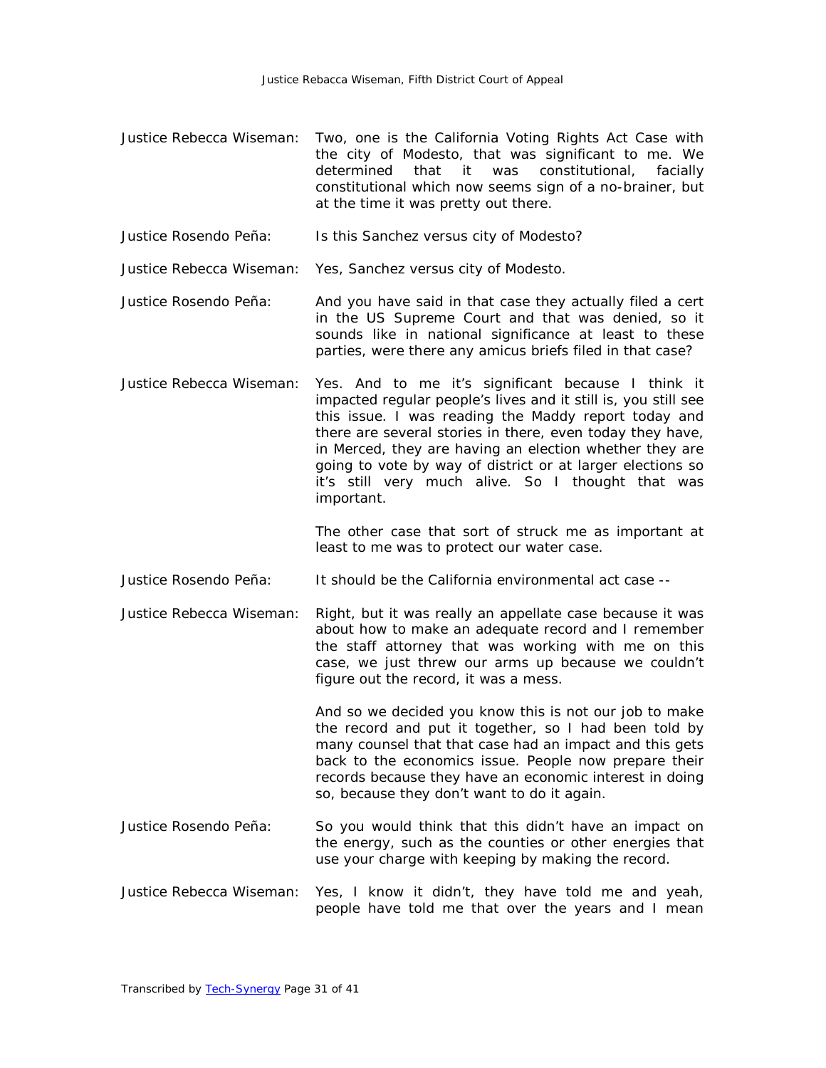**Justice Rebecca Wiseman:** Two, one is the California Voting Rights Act Case with the city of Modesto, that was significant to me. We determined that it was constitutional, facially constitutional which now seems sign of a no-brainer, but at the time it was pretty out there.

**Justice Rosendo Peña:** Is this Sanchez versus city of Modesto?

**Justice Rebecca Wiseman:** Yes, Sanchez versus city of Modesto.

**Justice Rosendo Peña:** And you have said in that case they actually filed a cert in the US Supreme Court and that was denied, so it sounds like in national significance at least to these parties, were there any amicus briefs filed in that case?

**Justice Rebecca Wiseman:** Yes. And to me it's significant because I think it impacted regular people's lives and it still is, you still see this issue. I was reading the Maddy report today and there are several stories in there, even today they have, in Merced, they are having an election whether they are going to vote by way of district or at larger elections so it's still very much alive. So I thought that was important.

The other case that sort of struck me as important at least to me was to protect our water case.

**Justice Rosendo Peña:** It should be the California environmental act case --

**Justice Rebecca Wiseman:** Right, but it was really an appellate case because it was about how to make an adequate record and I remember the staff attorney that was working with me on this case, we just threw our arms up because we couldn't figure out the record, it was a mess.

And so we decided you know this is not our job to make the record and put it together, so I had been told by many counsel that that case had an impact and this gets back to the economics issue. People now prepare their records because they have an economic interest in doing so, because they don't want to do it again.

**Justice Rosendo Peña:** So you would think that this didn't have an impact on the energy, such as the counties or other energies that use your charge with keeping by making the record.

**Justice Rebecca Wiseman:** Yes, I know it didn't, they have told me and yeah, people have told me that over the years and I mean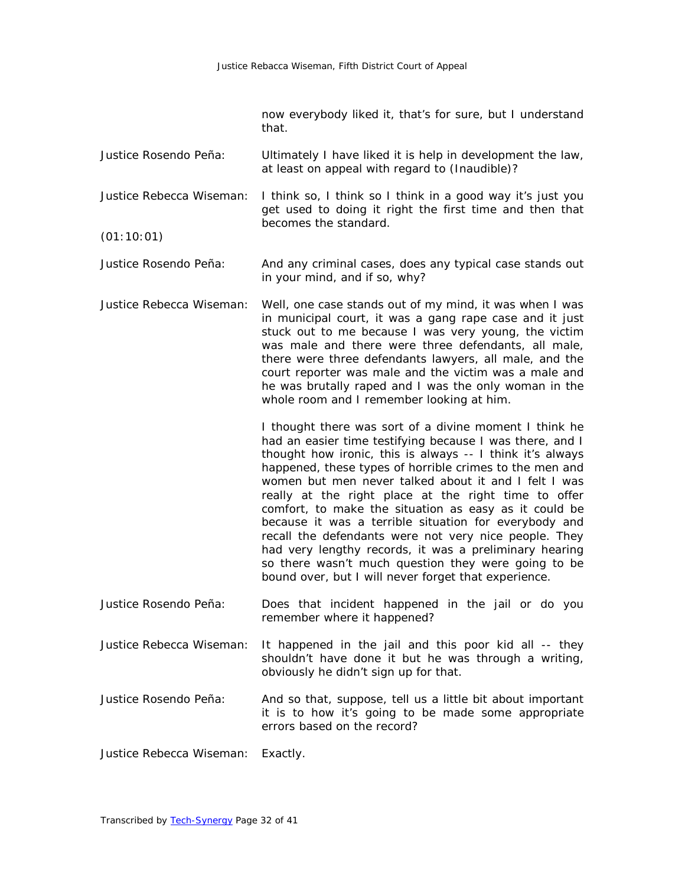now everybody liked it, that's for sure, but I understand that.

Justice Rosendo Peña: Ultimately I have liked it is help in development the law, at least on appeal with regard to (Inaudible)?

Justice Rebecca Wiseman: I think so, I think so I think in a good way it's just you get used to doing it right the first time and then that becomes the standard.

(01:10:01)

Justice Rosendo Peña: And any criminal cases, does any typical case stands out in your mind, and if so, why?

Justice Rebecca Wiseman: Well, one case stands out of my mind, it was when I was in municipal court, it was a gang rape case and it just stuck out to me because I was very young, the victim was male and there were three defendants, all male, there were three defendants lawyers, all male, and the court reporter was male and the victim was a male and he was brutally raped and I was the only woman in the whole room and I remember looking at him.

I thought there was sort of a divine moment I think he had an easier time testifying because I was there, and I thought how ironic, this is always -- I think it's always happened, these types of horrible crimes to the men and women but men never talked about it and I felt I was really at the right place at the right time to offer comfort, to make the situation as easy as it could be because it was a terrible situation for everybody and recall the defendants were not very nice people. They had very lengthy records, it was a preliminary hearing so there wasn't much question they were going to be bound over, but I will never forget that experience.

Justice Rosendo Peña: Does that incident happened in the jail or do you remember where it happened?

Justice Rebecca Wiseman: It happened in the jail and this poor kid all -- they shouldn't have done it but he was through a writing, obviously he didn't sign up for that.

Justice Rosendo Peña: And so that, suppose, tell us a little bit about important it is to how it's going to be made some appropriate errors based on the record?

Justice Rebecca Wiseman: Exactly.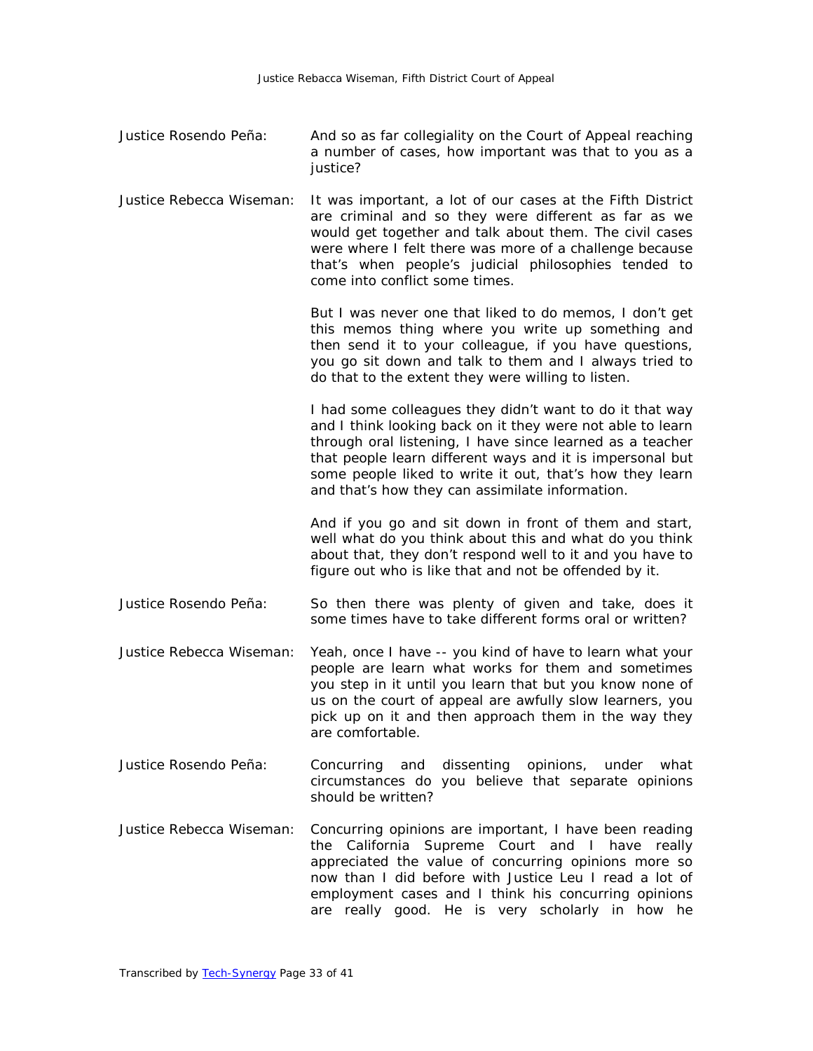**Justice Rosendo Peña:** And so as far collegiality on the Court of Appeal reaching a number of cases, how important was that to you as a justice?

**Justice Rebecca Wiseman:** It was important, a lot of our cases at the Fifth District are criminal and so they were different as far as we would get together and talk about them. The civil cases were where I felt there was more of a challenge because that's when people's judicial philosophies tended to come into conflict some times.

But I was never one that liked to do memos, I don't get this memos thing where you write up something and then send it to your colleague, if you have questions, you go sit down and talk to them and I always tried to do that to the extent they were willing to listen.

I had some colleagues they didn't want to do it that way and I think looking back on it they were not able to learn through oral listening, I have since learned as a teacher that people learn different ways and it is impersonal but some people liked to write it out, that's how they learn and that's how they can assimilate information.

And if you go and sit down in front of them and start, well what do you think about this and what do you think about that, they don't respond well to it and you have to figure out who is like that and not be offended by it.

**Justice Rosendo Peña:** So then there was plenty of given and take, does it some times have to take different forms oral or written?

**Justice Rebecca Wiseman:** Yeah, once I have -- you kind of have to learn what your people are learn what works for them and sometimes you step in it until you learn that but you know none of us on the court of appeal are awfully slow learners, you pick up on it and then approach them in the way they are comfortable.

**Justice Rosendo Peña:** Concurring and dissenting opinions, under what circumstances do you believe that separate opinions should be written?

**Justice Rebecca Wiseman:** Concurring opinions are important, I have been reading the California Supreme Court and I have really appreciated the value of concurring opinions more so now than I did before with Justice Leu I read a lot of employment cases and I think his concurring opinions are really good. He is very scholarly in how he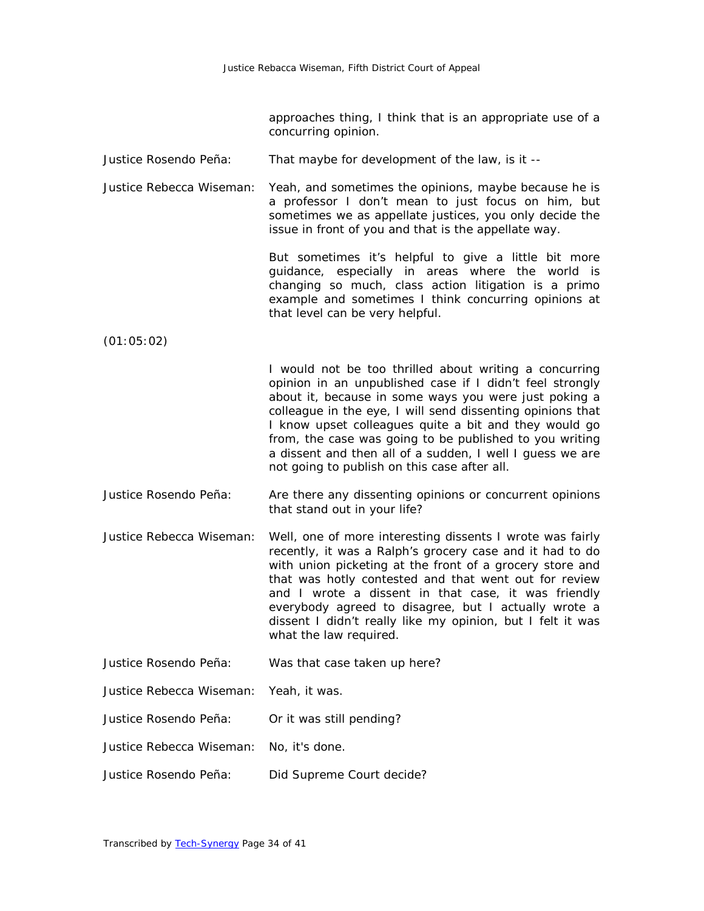approaches thing, I think that is an appropriate use of a concurring opinion.

Justice Rosendo Peña: That maybe for development of the law, is it --

Justice Rebecca Wiseman: Yeah, and sometimes the opinions, maybe because he is a professor I don't mean to just focus on him, but sometimes we as appellate justices, you only decide the issue in front of you and that is the appellate way.

But sometimes it's helpful to give a little bit more guidance, especially in areas where the world is changing so much, class action litigation is a primo example and sometimes I think concurring opinions at that level can be very helpful.

(01:05:02)

I would not be too thrilled about writing a concurring opinion in an unpublished case if I didn't feel strongly about it, because in some ways you were just poking a colleague in the eye, I will send dissenting opinions that I know upset colleagues quite a bit and they would go from, the case was going to be published to you writing a dissent and then all of a sudden, I well I guess we are not going to publish on this case after all.

Justice Rosendo Peña: Are there any dissenting opinions or concurrent opinions that stand out in your life?

Justice Rebecca Wiseman: Well, one of more interesting dissents I wrote was fairly recently, it was a Ralph's grocery case and it had to do with union picketing at the front of a grocery store and that was hotly contested and that went out for review and I wrote a dissent in that case, it was friendly everybody agreed to disagree, but I actually wrote a dissent I didn't really like my opinion, but I felt it was what the law required.

Justice Rosendo Peña: Was that case taken up here?

Justice Rebecca Wiseman: Yeah, it was.

Justice Rosendo Peña: Or it was still pending?

Justice Rebecca Wiseman: No, it's done.

Justice Rosendo Peña: Did Supreme Court decide?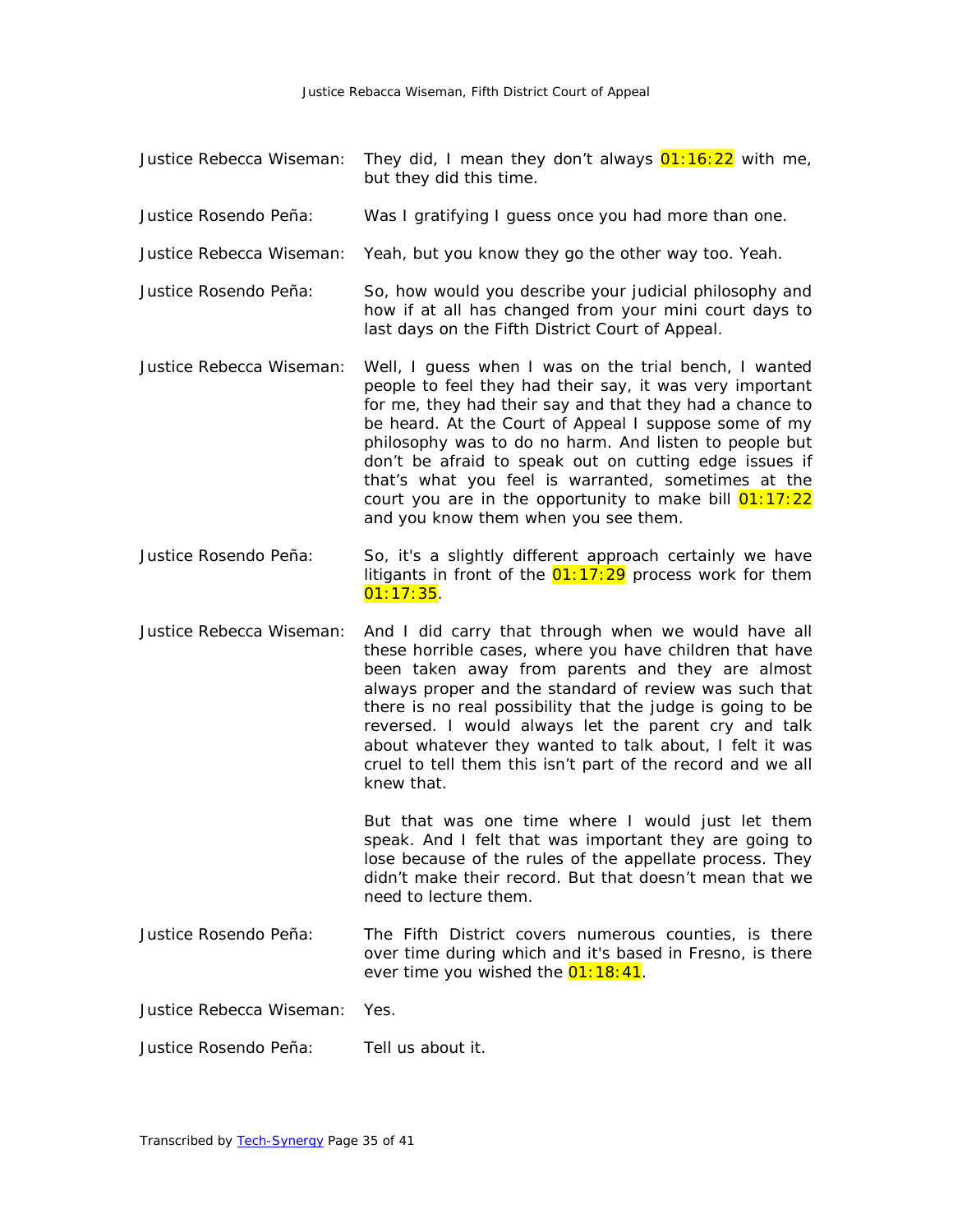Justice Rebecca Wiseman: They did, I mean they don't always 01:16:22 with me, but they did this time.

Justice Rosendo Peña: Was I gratifying I guess once you had more than one.

Justice Rebecca Wiseman: Yeah, but you know they go the other way too. Yeah.

Justice Rosendo Peña: So, how would you describe your judicial philosophy and how if at all has changed from your mini court days to last days on the Fifth District Court of Appeal.

Justice Rebecca Wiseman: Well, I guess when I was on the trial bench, I wanted people to feel they had their say, it was very important for me, they had their say and that they had a chance to be heard. At the Court of Appeal I suppose some of my philosophy was to do no harm. And listen to people but don't be afraid to speak out on cutting edge issues if that's what you feel is warranted, sometimes at the court you are in the opportunity to make bill 01:17:22 and you know them when you see them.

Justice Rosendo Peña: So, it's a slightly different approach certainly we have litigants in front of the 01:17:29 process work for them 01:17:35.

Justice Rebecca Wiseman: And I did carry that through when we would have all these horrible cases, where you have children that have been taken away from parents and they are almost always proper and the standard of review was such that there is no real possibility that the judge is going to be reversed. I would always let the parent cry and talk about whatever they wanted to talk about, I felt it was cruel to tell them this isn't part of the record and we all knew that.

But that was one time where I would just let them speak. And I felt that was important they are going to lose because of the rules of the appellate process. They didn't make their record. But that doesn't mean that we need to lecture them.

Justice Rosendo Peña: The Fifth District covers numerous counties, is there over time during which and it's based in Fresno, is there ever time you wished the 01:18:41.

Justice Rebecca Wiseman: Yes.

Justice Rosendo Peña: Tell us about it.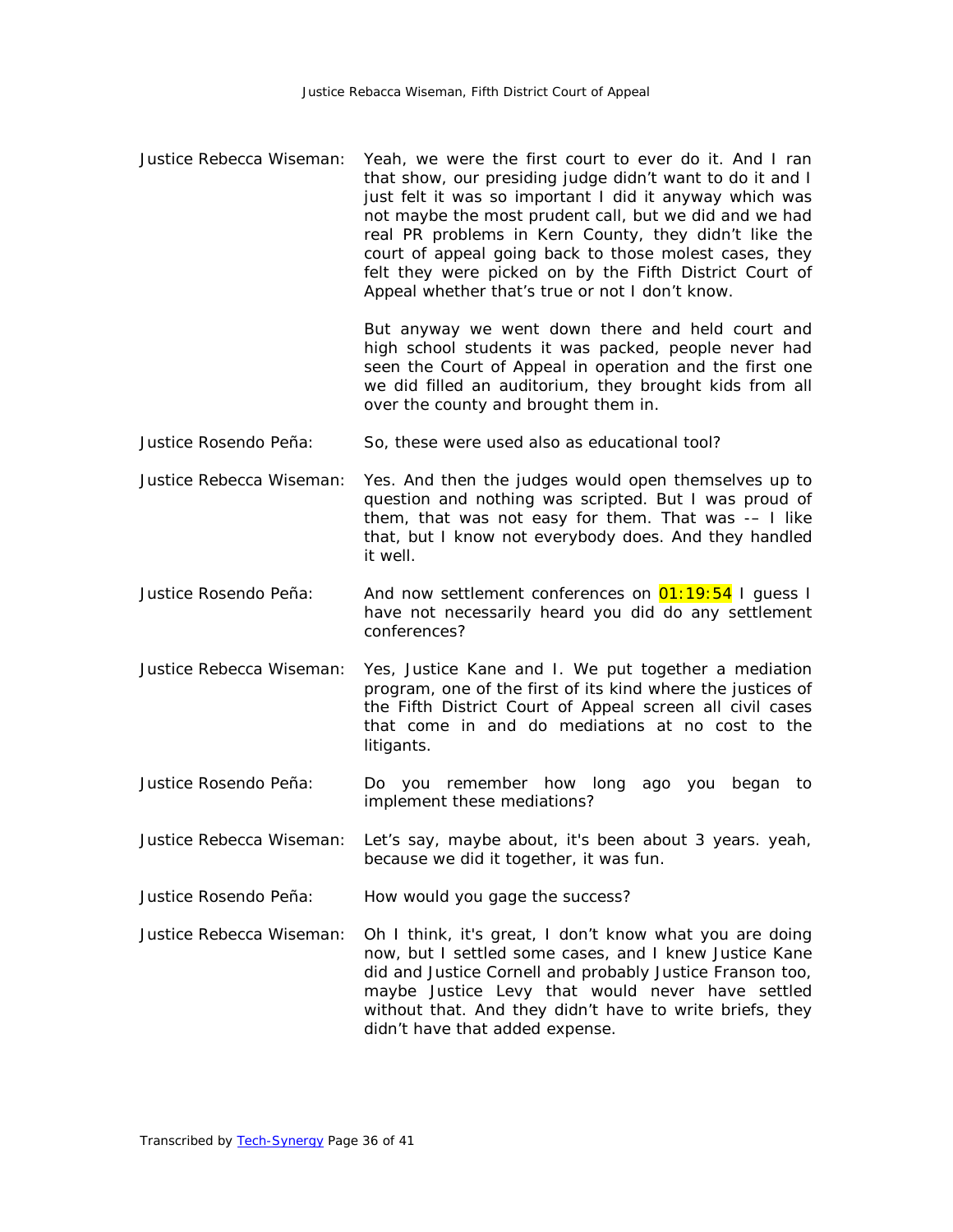Justice Rebecca Wiseman: Yeah, we were the first court to ever do it. And I ran that show, our presiding judge didn't want to do it and I just felt it was so important I did it anyway which was not maybe the most prudent call, but we did and we had real PR problems in Kern County, they didn't like the court of appeal going back to those molest cases, they felt they were picked on by the Fifth District Court of Appeal whether that's true or not I don't know.

But anyway we went down there and held court and high school students it was packed, people never had seen the Court of Appeal in operation and the first one we did filled an auditorium, they brought kids from all over the county and brought them in.

Justice Rosendo Peña: So, these were used also as educational tool?

Justice Rebecca Wiseman: Yes. And then the judges would open themselves up to question and nothing was scripted. But I was proud of them, that was not easy for them. That was –– I like that, but I know not everybody does. And they handled it well.

Justice Rosendo Peña: And now settlement conferences on 01:19:54 I guess I have not necessarily heard you did do any settlement conferences?

Justice Rebecca Wiseman: Yes, Justice Kane and I. We put together a mediation program, one of the first of its kind where the justices of the Fifth District Court of Appeal screen all civil cases that come in and do mediations at no cost to the litigants.

Justice Rosendo Peña: Do you remember how long ago you began to implement these mediations?

Justice Rebecca Wiseman: Let's say, maybe about, it's been about 3 years. yeah, because we did it together, it was fun.

Justice Rosendo Peña: How would you gage the success?

Justice Rebecca Wiseman: Oh I think, it's great, I don't know what you are doing now, but I settled some cases, and I knew Justice Kane did and Justice Cornell and probably Justice Franson too, maybe Justice Levy that would never have settled without that. And they didn't have to write briefs, they didn't have that added expense.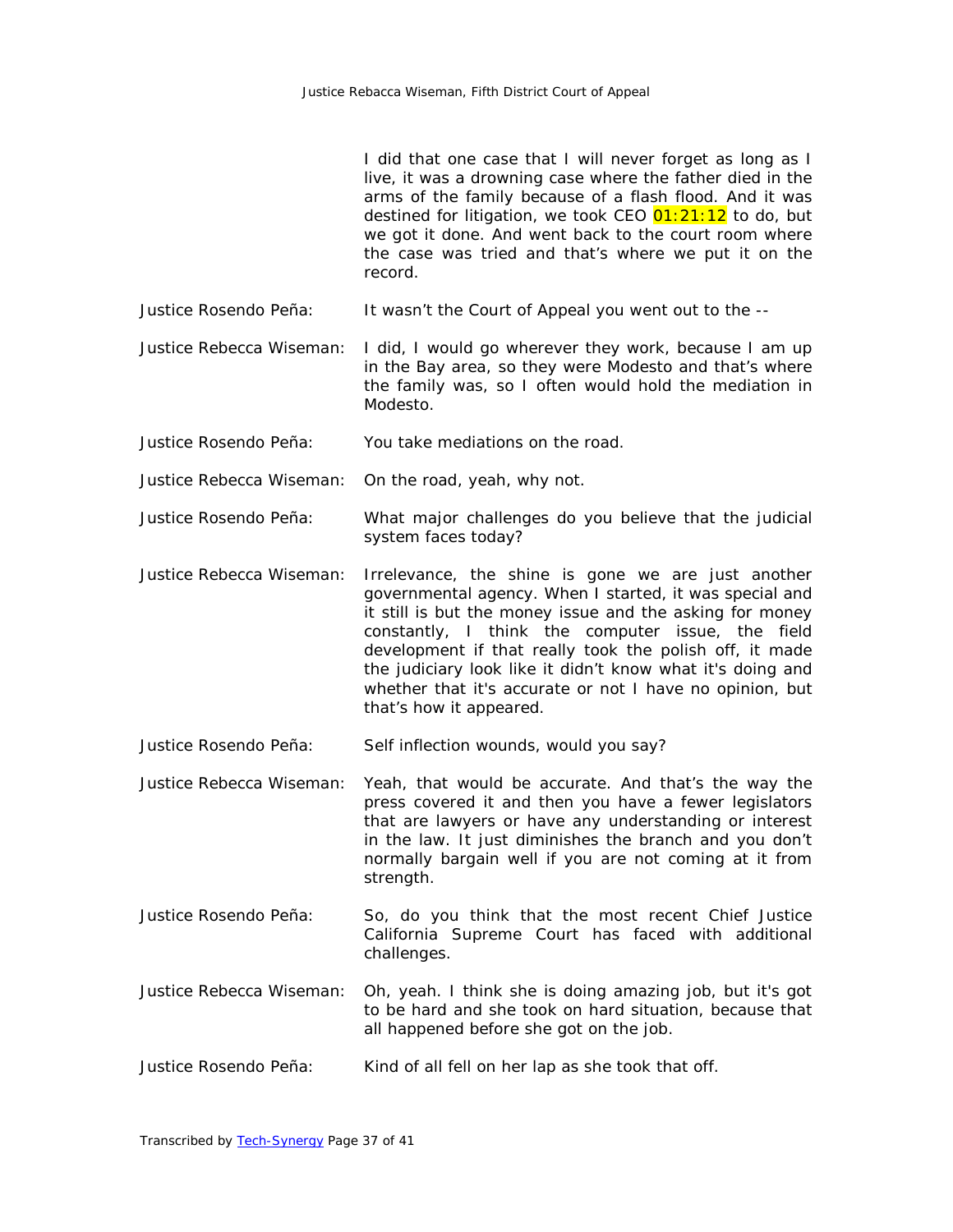I did that one case that I will never forget as long as I live, it was a drowning case where the father died in the arms of the family because of a flash flood. And it was destined for litigation, we took CEO 01:21:12 to do, but we got it done. And went back to the court room where the case was tried and that's where we put it on the record.

Justice Rosendo Peña: It wasn't the Court of Appeal you went out to the --

Justice Rebecca Wiseman: I did, I would go wherever they work, because I am up in the Bay area, so they were Modesto and that's where the family was, so I often would hold the mediation in Modesto.

Justice Rosendo Peña: You take mediations on the road.

Justice Rebecca Wiseman: On the road, yeah, why not.

Justice Rosendo Peña: What major challenges do you believe that the judicial system faces today?

Justice Rebecca Wiseman: Irrelevance, the shine is gone we are just another governmental agency. When I started, it was special and it still is but the money issue and the asking for money constantly, I think the computer issue, the field development if that really took the polish off, it made the judiciary look like it didn't know what it's doing and whether that it's accurate or not I have no opinion, but that's how it appeared.

Justice Rosendo Peña: Self inflection wounds, would you say?

Justice Rebecca Wiseman: Yeah, that would be accurate. And that's the way the press covered it and then you have a fewer legislators that are lawyers or have any understanding or interest in the law. It just diminishes the branch and you don't normally bargain well if you are not coming at it from strength.

Justice Rosendo Peña: So, do you think that the most recent Chief Justice California Supreme Court has faced with additional challenges.

Justice Rebecca Wiseman: Oh, yeah. I think she is doing amazing job, but it's got to be hard and she took on hard situation, because that all happened before she got on the job.

Justice Rosendo Peña: Kind of all fell on her lap as she took that off.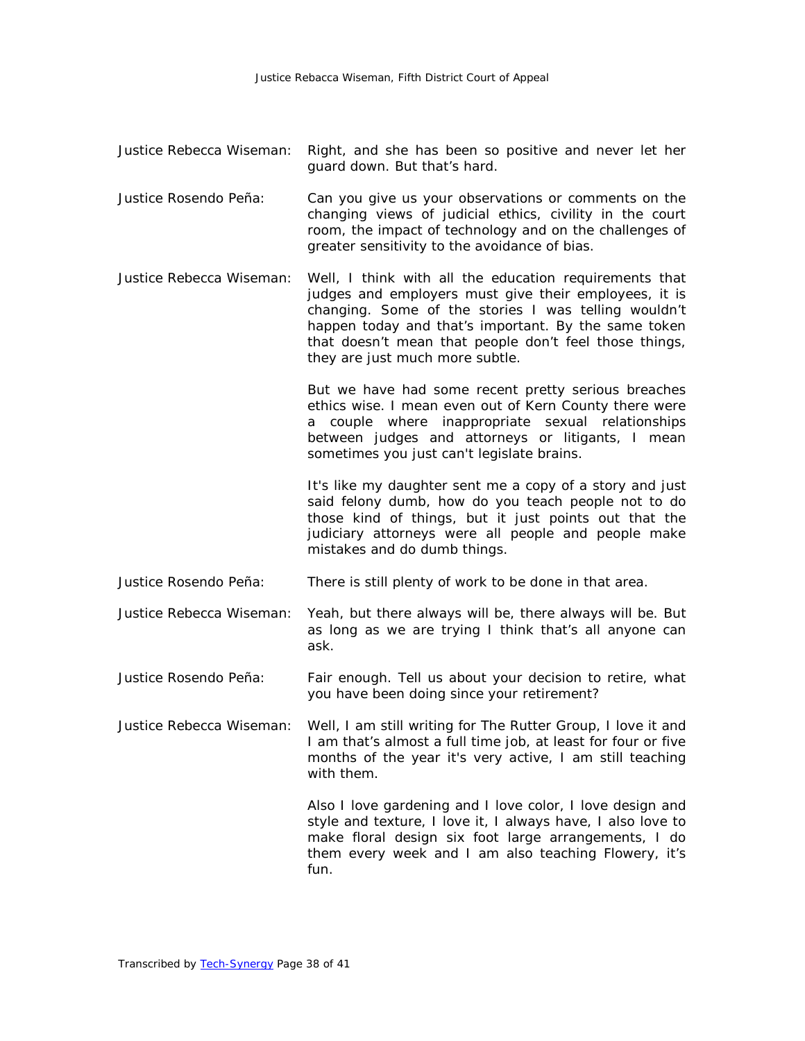Justice Rebecca Wiseman: Right, and she has been so positive and never let her guard down. But that's hard.

Justice Rosendo Peña: Can you give us your observations or comments on the changing views of judicial ethics, civility in the court room, the impact of technology and on the challenges of greater sensitivity to the avoidance of bias.

Justice Rebecca Wiseman: Well, I think with all the education requirements that judges and employers must give their employees, it is changing. Some of the stories I was telling wouldn't happen today and that's important. By the same token that doesn't mean that people don't feel those things, they are just much more subtle.

But we have had some recent pretty serious breaches ethics wise. I mean even out of Kern County there were a couple where inappropriate sexual relationships between judges and attorneys or litigants, I mean sometimes you just can't legislate brains.

It's like my daughter sent me a copy of a story and just said felony dumb, how do you teach people not to do those kind of things, but it just points out that the judiciary attorneys were all people and people make mistakes and do dumb things.

Justice Rosendo Peña: There is still plenty of work to be done in that area.

Justice Rebecca Wiseman: Yeah, but there always will be, there always will be. But as long as we are trying I think that's all anyone can ask.

Justice Rosendo Peña: Fair enough. Tell us about your decision to retire, what you have been doing since your retirement?

Justice Rebecca Wiseman: Well, I am still writing for The Rutter Group, I love it and I am that's almost a full time job, at least for four or five months of the year it's very active, I am still teaching with them.

Also I love gardening and I love color, I love design and style and texture, I love it, I always have, I also love to make floral design six foot large arrangements, I do them every week and I am also teaching Flowery, it's fun.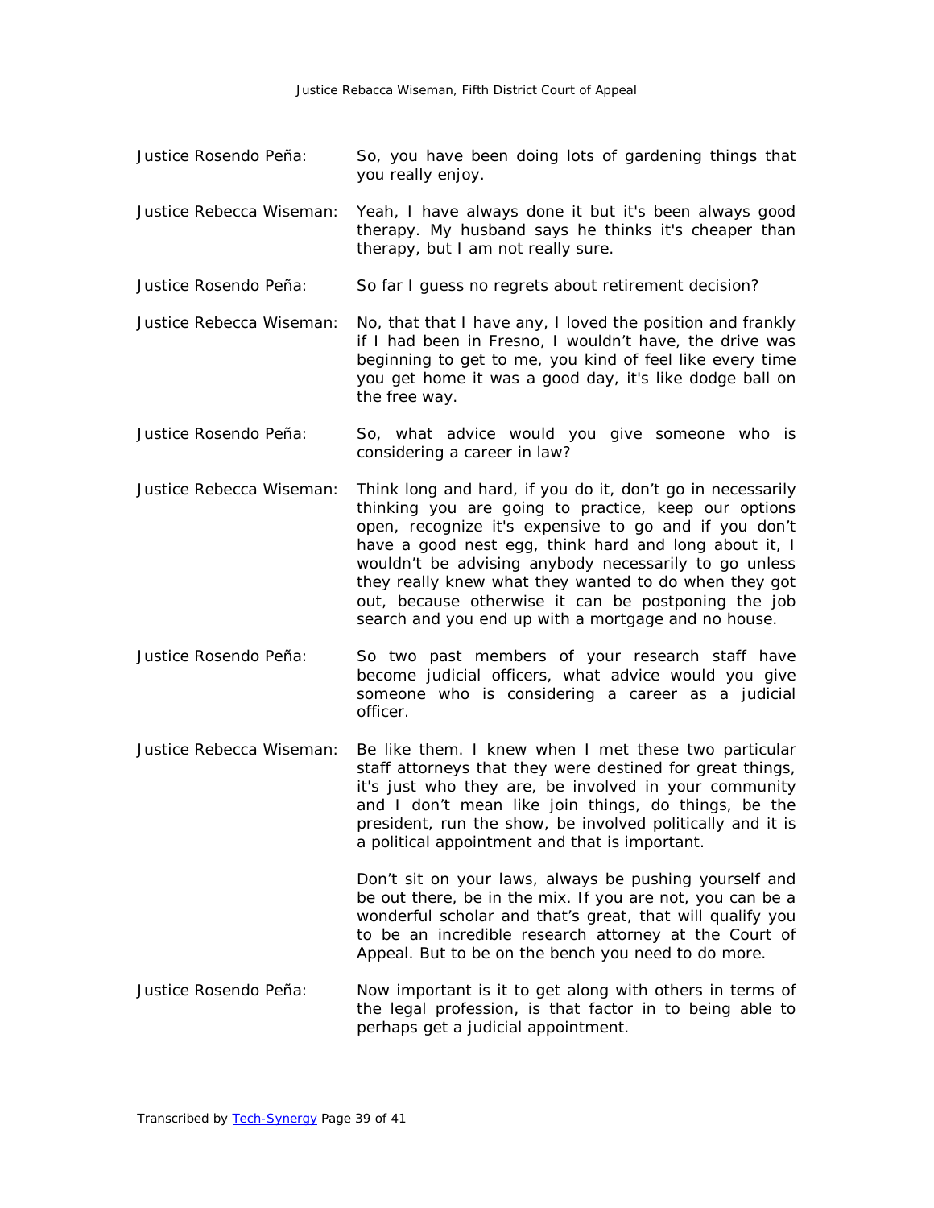Justice Rosendo Peña: So, you have been doing lots of gardening things that you really enjoy.

Justice Rebecca Wiseman: Yeah, I have always done it but it's been always good therapy. My husband says he thinks it's cheaper than therapy, but I am not really sure.

Justice Rosendo Peña: So far I guess no regrets about retirement decision?

Justice Rebecca Wiseman: No, that that I have any, I loved the position and frankly if I had been in Fresno, I wouldn't have, the drive was beginning to get to me, you kind of feel like every time you get home it was a good day, it's like dodge ball on the free way.

Justice Rosendo Peña: So, what advice would you give someone who is considering a career in law?

Justice Rebecca Wiseman: Think long and hard, if you do it, don't go in necessarily thinking you are going to practice, keep our options open, recognize it's expensive to go and if you don't have a good nest egg, think hard and long about it, I wouldn't be advising anybody necessarily to go unless they really knew what they wanted to do when they got out, because otherwise it can be postponing the job search and you end up with a mortgage and no house.

Justice Rosendo Peña: So two past members of your research staff have become judicial officers, what advice would you give someone who is considering a career as a judicial officer.

Justice Rebecca Wiseman: Be like them. I knew when I met these two particular staff attorneys that they were destined for great things, it's just who they are, be involved in your community and I don't mean like join things, do things, be the president, run the show, be involved politically and it is a political appointment and that is important.

Don't sit on your laws, always be pushing yourself and be out there, be in the mix. If you are not, you can be a wonderful scholar and that's great, that will qualify you to be an incredible research attorney at the Court of Appeal. But to be on the bench you need to do more.

Justice Rosendo Peña: Now important is it to get along with others in terms of the legal profession, is that factor in to being able to perhaps get a judicial appointment.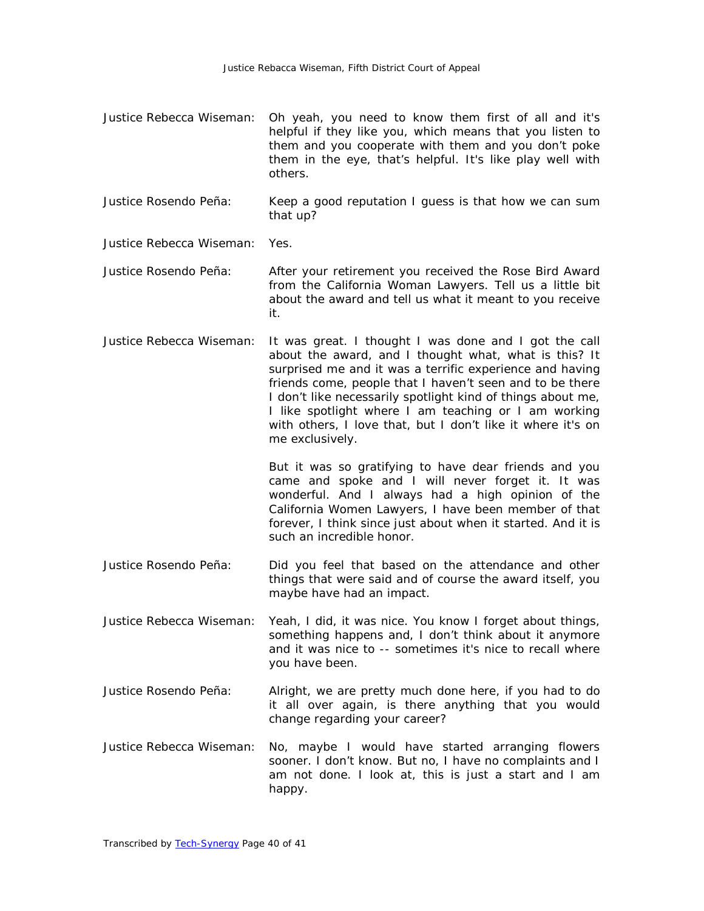Justice Rebecca Wiseman: Oh yeah, you need to know them first of all and it's helpful if they like you, which means that you listen to them and you cooperate with them and you don't poke them in the eye, that's helpful. It's like play well with others.

Justice Rosendo Peña: Keep a good reputation I guess is that how we can sum that up?

Justice Rebecca Wiseman: Yes.

Justice Rosendo Peña: After your retirement you received the Rose Bird Award from the California Woman Lawyers. Tell us a little bit about the award and tell us what it meant to you receive it.

Justice Rebecca Wiseman: It was great. I thought I was done and I got the call about the award, and I thought what, what is this? It surprised me and it was a terrific experience and having friends come, people that I haven't seen and to be there I don't like necessarily spotlight kind of things about me, I like spotlight where I am teaching or I am working with others, I love that, but I don't like it where it's on me exclusively.

But it was so gratifying to have dear friends and you came and spoke and I will never forget it. It was wonderful. And I always had a high opinion of the California Women Lawyers, I have been member of that forever, I think since just about when it started. And it is such an incredible honor.

Justice Rosendo Peña: Did you feel that based on the attendance and other things that were said and of course the award itself, you maybe have had an impact.

Justice Rebecca Wiseman: Yeah, I did, it was nice. You know I forget about things, something happens and, I don't think about it anymore and it was nice to -- sometimes it's nice to recall where you have been.

Justice Rosendo Peña: Alright, we are pretty much done here, if you had to do it all over again, is there anything that you would change regarding your career?

Justice Rebecca Wiseman: No, maybe I would have started arranging flowers sooner. I don't know. But no, I have no complaints and I am not done. I look at, this is just a start and I am happy.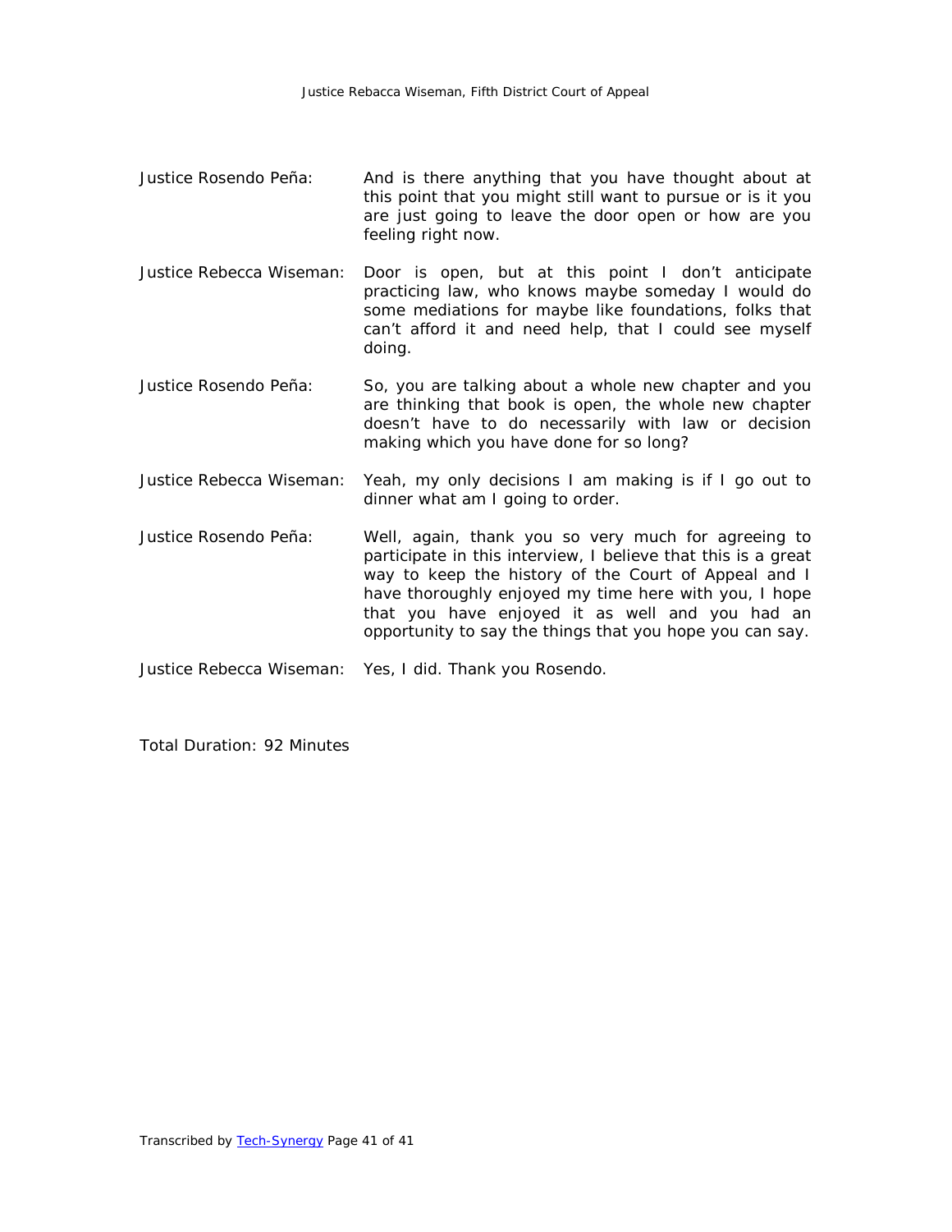Justice Rosendo Peña: And is there anything that you have thought about at this point that you might still want to pursue or is it you are just going to leave the door open or how are you feeling right now.

Justice Rebecca Wiseman: Door is open, but at this point I don't anticipate practicing law, who knows maybe someday I would do some mediations for maybe like foundations, folks that can't afford it and need help, that I could see myself doing.

Justice Rosendo Peña: So, you are talking about a whole new chapter and you are thinking that book is open, the whole new chapter doesn't have to do necessarily with law or decision making which you have done for so long?

Justice Rebecca Wiseman: Yeah, my only decisions I am making is if I go out to dinner what am I going to order.

Justice Rosendo Peña: Well, again, thank you so very much for agreeing to participate in this interview, I believe that this is a great way to keep the history of the Court of Appeal and I have thoroughly enjoyed my time here with you, I hope that you have enjoyed it as well and you had an opportunity to say the things that you hope you can say.

Justice Rebecca Wiseman: Yes, I did. Thank you Rosendo.

Total Duration: 92 Minutes

Transcribed by Tech-Synergy